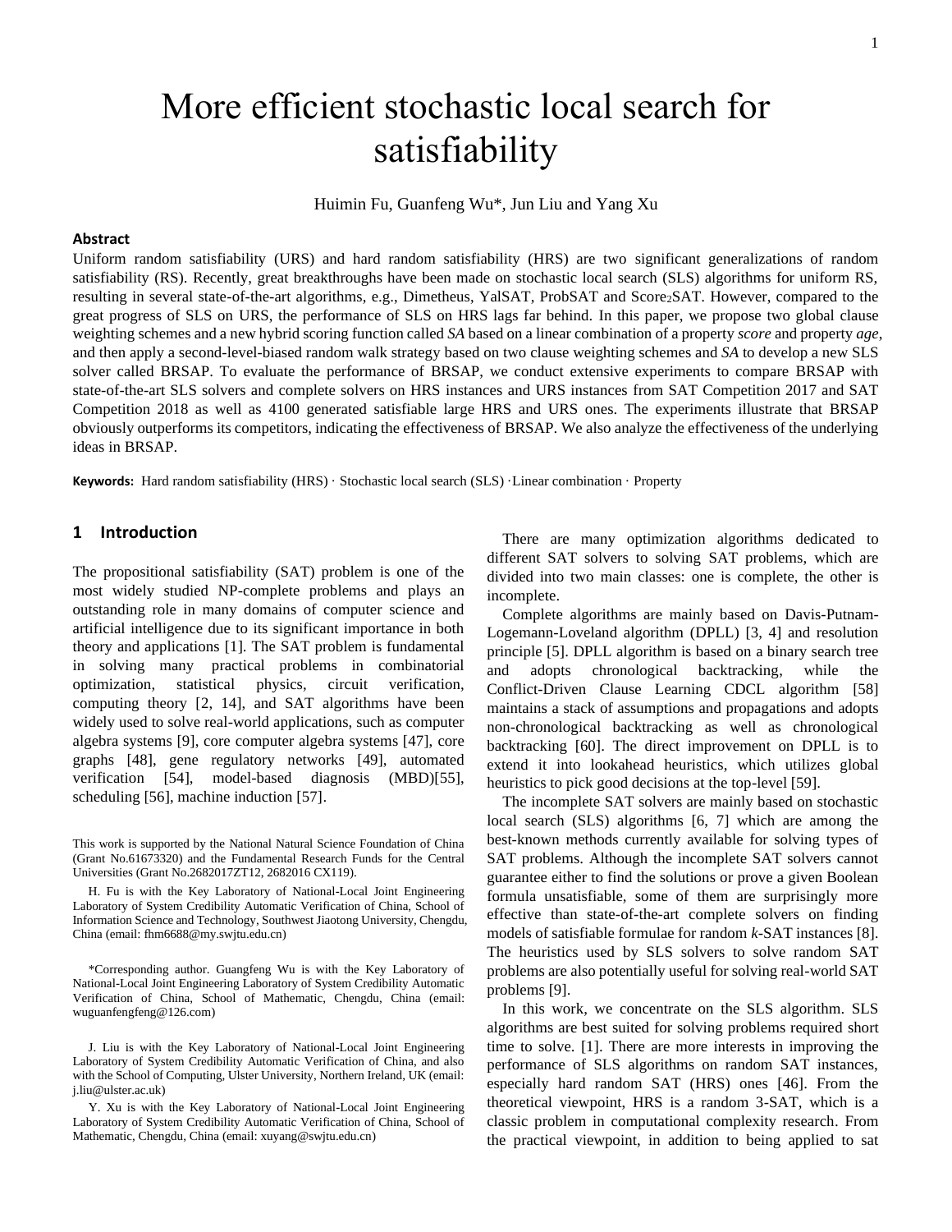# More efficient stochastic local search for satisfiability

Huimin Fu, Guanfeng Wu*, Jun Liu and Yang Xu

**Abstract**

Uniform random satisfiability (URS) and hard random satisfiability (HRS) are two significant generalizations of random satisfiability (RS). Recently, great breakthroughs have been made on stochastic local search (SLS) algorithms for uniform RS, resulting in several state-of-the-art algorithms, e.g., Dimetheus, YalSAT, ProbSAT and Score$_2$SAT. However, compared to the great progress of SLS on URS, the performance of SLS on HRS lags far behind. In this paper, we propose two global clause weighting schemes and a new hybrid scoring function called *SA* based on a linear combination of a property *score* and property *age*, and then apply a second-level-biased random walk strategy based on two clause weighting schemes and *SA* to develop a new SLS solver called BRSAP. To evaluate the performance of BRSAP, we conduct extensive experiments to compare BRSAP with state-of-the-art SLS solvers and complete solvers on HRS instances and URS instances from SAT Competition 2017 and SAT Competition 2018 as well as 4100 generated satisfiable large HRS and URS ones. The experiments illustrate that BRSAP obviously outperforms its competitors, indicating the effectiveness of BRSAP. We also analyze the effectiveness of the underlying ideas in BRSAP.

**Keywords:** Hard random satisfiability (HRS) · Stochastic local search (SLS) ·Linear combination · Property

## 1 Introduction

The propositional satisfiability (SAT) problem is one of the most widely studied NP-complete problems and plays an outstanding role in many domains of computer science and artificial intelligence due to its significant importance in both theory and applications [1]. The SAT problem is fundamental in solving many practical problems in combinatorial optimization, statistical physics, circuit verification, computing theory [2, 14], and SAT algorithms have been widely used to solve real-world applications, such as computer algebra systems [9], core computer algebra systems [47], core graphs [48], gene regulatory networks [49], automated verification [54], model-based diagnosis (MBD)[55], scheduling [56], machine induction [57].

This work is supported by the National Natural Science Foundation of China (Grant No.61673320) and the Fundamental Research Funds for the Central Universities (Grant No.2682017ZT12, 2682016 CX119).

H. Fu is with the Key Laboratory of National-Local Joint Engineering Laboratory of System Credibility Automatic Verification of China, School of Information Science and Technology, Southwest Jiaotong University, Chengdu, China (email: fhm6688@my.swjtu.edu.cn)

*Corresponding author. Guangfeng Wu is with the Key Laboratory of National-Local Joint Engineering Laboratory of System Credibility Automatic Verification of China, School of Mathematic, Chengdu, China (email: wuguanfengfeng@126.com)

J. Liu is with the Key Laboratory of National-Local Joint Engineering Laboratory of System Credibility Automatic Verification of China, and also with the School of Computing, Ulster University, Northern Ireland, UK (email: j.liu@ulster.ac.uk)

Y. Xu is with the Key Laboratory of National-Local Joint Engineering Laboratory of System Credibility Automatic Verification of China, School of Mathematic, Chengdu, China (email: xuyang@swjtu.edu.cn)

There are many optimization algorithms dedicated to different SAT solvers to solving SAT problems, which are divided into two main classes: one is complete, the other is incomplete.

Complete algorithms are mainly based on Davis-Putnam-Logemann-Loveland algorithm (DPLL) [3, 4] and resolution principle [5]. DPLL algorithm is based on a binary search tree and adopts chronological backtracking, while the Conflict-Driven Clause Learning CDCL algorithm [58] maintains a stack of assumptions and propagations and adopts non-chronological backtracking as well as chronological backtracking [60]. The direct improvement on DPLL is to extend it into lookahead heuristics, which utilizes global heuristics to pick good decisions at the top-level [59].

The incomplete SAT solvers are mainly based on stochastic local search (SLS) algorithms [6, 7] which are among the best-known methods currently available for solving types of SAT problems. Although the incomplete SAT solvers cannot guarantee either to find the solutions or prove a given Boolean formula unsatisfiable, some of them are surprisingly more effective than state-of-the-art complete solvers on finding models of satisfiable formulae for random *k*-SAT instances [8]. The heuristics used by SLS solvers to solve random SAT problems are also potentially useful for solving real-world SAT problems [9].

In this work, we concentrate on the SLS algorithm. SLS algorithms are best suited for solving problems required short time to solve. [1]. There are more interests in improving the performance of SLS algorithms on random SAT instances, especially hard random SAT (HRS) ones [46]. From the theoretical viewpoint, HRS is a random 3-SAT, which is a classic problem in computational complexity research. From the practical viewpoint, in addition to being applied to sat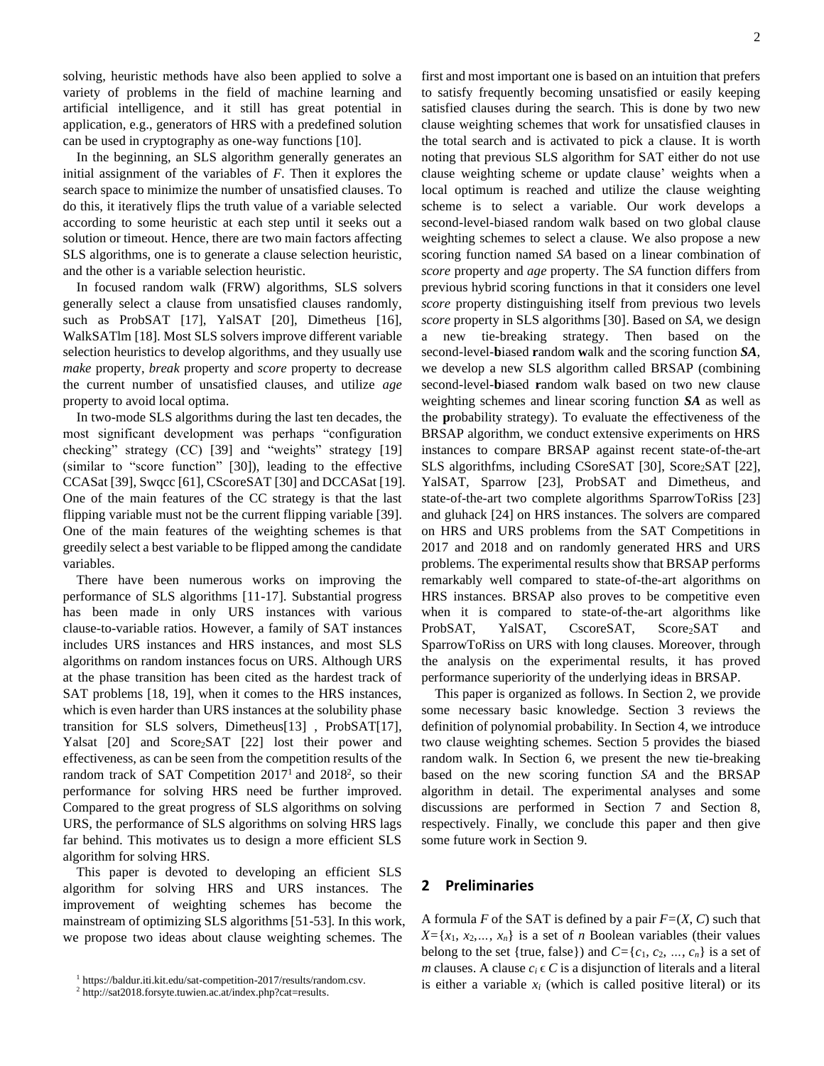solving, heuristic methods have also been applied to solve a variety of problems in the field of machine learning and artificial intelligence, and it still has great potential in application, e.g., generators of HRS with a predefined solution can be used in cryptography as one-way functions [10].

In the beginning, an SLS algorithm generally generates an initial assignment of the variables of *F*. Then it explores the search space to minimize the number of unsatisfied clauses. To do this, it iteratively flips the truth value of a variable selected according to some heuristic at each step until it seeks out a solution or timeout. Hence, there are two main factors affecting SLS algorithms, one is to generate a clause selection heuristic, and the other is a variable selection heuristic.

In focused random walk (FRW) algorithms, SLS solvers generally select a clause from unsatisfied clauses randomly, such as ProbSAT [17], YalSAT [20], Dimetheus [16], WalkSATlm [18]. Most SLS solvers improve different variable selection heuristics to develop algorithms, and they usually use *make* property, *break* property and *score* property to decrease the current number of unsatisfied clauses, and utilize *age* property to avoid local optima.

In two-mode SLS algorithms during the last ten decades, the most significant development was perhaps "configuration checking" strategy (CC) [39] and "weights" strategy [19] (similar to "score function" [30]), leading to the effective CCASat [39], Swqcc [61], CScoreSAT [30] and DCCASat [19]. One of the main features of the CC strategy is that the last flipping variable must not be the current flipping variable [39]. One of the main features of the weighting schemes is that greedily select a best variable to be flipped among the candidate variables.

There have been numerous works on improving the performance of SLS algorithms [11-17]. Substantial progress has been made in only URS instances with various clause-to-variable ratios. However, a family of SAT instances includes URS instances and HRS instances, and most SLS algorithms on random instances focus on URS. Although URS at the phase transition has been cited as the hardest track of SAT problems [18, 19], when it comes to the HRS instances, which is even harder than URS instances at the solubility phase transition for SLS solvers, Dimetheus[13] , ProbSAT[17], Yalsat [20] and $\text{Score}_2\text{SAT}$ [22] lost their power and effectiveness, as can be seen from the competition results of the random track of SAT Competition 2017[1] and 2018[2], so their performance for solving HRS need be further improved. Compared to the great progress of SLS algorithms on solving URS, the performance of SLS algorithms on solving HRS lags far behind. This motivates us to design a more efficient SLS algorithm for solving HRS.

This paper is devoted to developing an efficient SLS algorithm for solving HRS and URS instances. The improvement of weighting schemes has become the mainstream of optimizing SLS algorithms [51-53]. In this work, we propose two ideas about clause weighting schemes. The first and most important one is based on an intuition that prefers to satisfy frequently becoming unsatisfied or easily keeping satisfied clauses during the search. This is done by two new clause weighting schemes that work for unsatisfied clauses in the total search and is activated to pick a clause. It is worth noting that previous SLS algorithm for SAT either do not use clause weighting scheme or update clause' weights when a local optimum is reached and utilize the clause weighting scheme is to select a variable. Our work develops a second-level-biased random walk based on two global clause weighting schemes to select a clause. We also propose a new scoring function named *SA* based on a linear combination of *score* property and *age* property. The *SA* function differs from previous hybrid scoring functions in that it considers one level *score* property distinguishing itself from previous two levels *score* property in SLS algorithms [30]. Based on *SA*, we design a new tie-breaking strategy. Then based on the second-level-**b**iased **r**andom **w**alk and the scoring function ***SA***, we develop a new SLS algorithm called BRSAP (combining second-level-**b**iased **r**andom walk based on two new clause weighting schemes and linear scoring function ***SA*** as well as the **p**robability strategy). To evaluate the effectiveness of the BRSAP algorithm, we conduct extensive experiments on HRS instances to compare BRSAP against recent state-of-the-art SLS algorithfms, including CSoreSAT [30], $\text{Score}_2\text{SAT}$ [22], YalSAT, Sparrow [23], ProbSAT and Dimetheus, and state-of-the-art two complete algorithms SparrowToRiss [23] and gluhack [24] on HRS instances. The solvers are compared on HRS and URS problems from the SAT Competitions in 2017 and 2018 and on randomly generated HRS and URS problems. The experimental results show that BRSAP performs remarkably well compared to state-of-the-art algorithms on HRS instances. BRSAP also proves to be competitive even when it is compared to state-of-the-art algorithms like ProbSAT, YalSAT, CscoreSAT, $\text{Score}_2\text{SAT}$ and SparrowToRiss on URS with long clauses. Moreover, through the analysis on the experimental results, it has proved performance superiority of the underlying ideas in BRSAP.

This paper is organized as follows. In Section 2, we provide some necessary basic knowledge. Section 3 reviews the definition of polynomial probability. In Section 4, we introduce two clause weighting schemes. Section 5 provides the biased random walk. In Section 6, we present the new tie-breaking based on the new scoring function *SA* and the BRSAP algorithm in detail. The experimental analyses and some discussions are performed in Section 7 and Section 8, respectively. Finally, we conclude this paper and then give some future work in Section 9.

## 2 Preliminaries

A formula *F* of the SAT is defined by a pair $F=(X, C)$ such that $X=\{x_1, x_2,\dots, x_n\}$ is a set of *n* Boolean variables (their values belong to the set {true, false}) and $C=\{c_1, c_2, \dots, c_n\}$ is a set of *m* clauses. A clause $c_i \in C$ is a disjunction of literals and a literal is either a variable $x_i$ (which is called positive literal) or its

[1] https://baldur.iti.kit.edu/sat-competition-2017/results/random.csv.

[2] http://sat2018.forsyte.tuwien.ac.at/index.php?cat=results.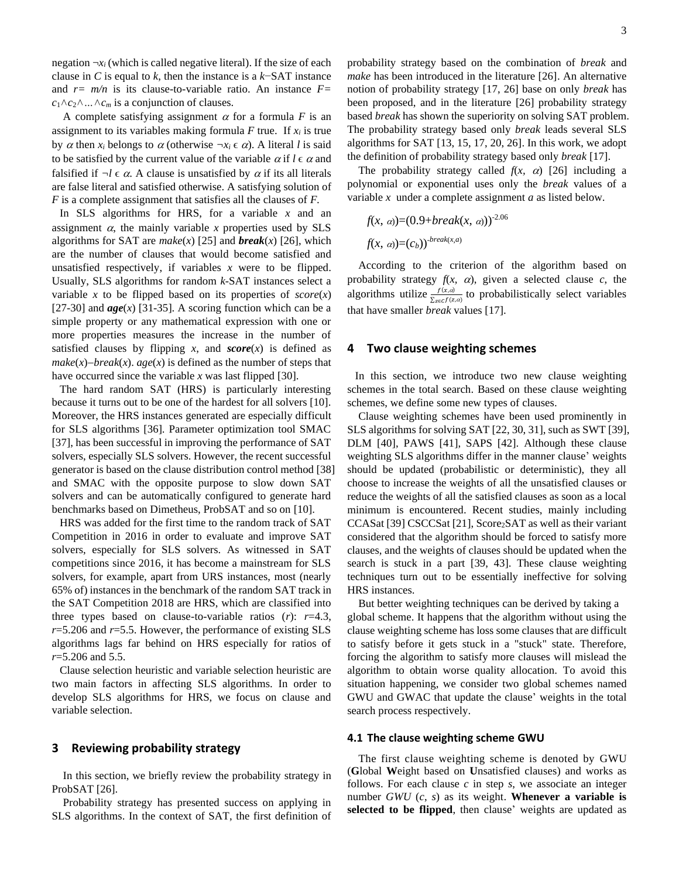negation $\neg x_i$ (which is called negative literal). If the size of each clause in $C$ is equal to $k$, then the instance is a $k$−SAT instance and $r= m/n$ is its clause-to-variable ratio. An instance $F= c_1 \wedge c_2 \wedge ... \wedge c_m$ is a conjunction of clauses.

A complete satisfying assignment $\alpha$ for a formula $F$ is an assignment to its variables making formula $F$ true. If $x_i$ is true by $\alpha$ then $x_i$ belongs to $\alpha$ (otherwise $\neg x_i \in \alpha$). A literal $l$ is said to be satisfied by the current value of the variable $\alpha$ if $l \in \alpha$ and falsified if $\neg l \in \alpha$. A clause is unsatisfied by $\alpha$ if its all literals are false literal and satisfied otherwise. A satisfying solution of $F$ is a complete assignment that satisfies all the clauses of $F$.

In SLS algorithms for HRS, for a variable $x$ and an assignment $\alpha$, the mainly variable $x$ properties used by SLS algorithms for SAT are *make*($x$) [25] and ***break***($x$) [26], which are the number of clauses that would become satisfied and unsatisfied respectively, if variables $x$ were to be flipped. Usually, SLS algorithms for random $k$-SAT instances select a variable $x$ to be flipped based on its properties of *score*($x$) [27-30] and ***age***($x$) [31-35]. A scoring function which can be a simple property or any mathematical expression with one or more properties measures the increase in the number of satisfied clauses by flipping $x$, and ***score***($x$) is defined as *make*($x$)−*break*($x$). *age*($x$) is defined as the number of steps that have occurred since the variable $x$ was last flipped [30].

The hard random SAT (HRS) is particularly interesting because it turns out to be one of the hardest for all solvers [10]. Moreover, the HRS instances generated are especially difficult for SLS algorithms [36]. Parameter optimization tool SMAC [37], has been successful in improving the performance of SAT solvers, especially SLS solvers. However, the recent successful generator is based on the clause distribution control method [38] and SMAC with the opposite purpose to slow down SAT solvers and can be automatically configured to generate hard benchmarks based on Dimetheus, ProbSAT and so on [10].

HRS was added for the first time to the random track of SAT Competition in 2016 in order to evaluate and improve SAT solvers, especially for SLS solvers. As witnessed in SAT competitions since 2016, it has become a mainstream for SLS solvers, for example, apart from URS instances, most (nearly 65% of) instances in the benchmark of the random SAT track in the SAT Competition 2018 are HRS, which are classified into three types based on clause-to-variable ratios ($r$): $r$=4.3, $r$=5.206 and $r$=5.5. However, the performance of existing SLS algorithms lags far behind on HRS especially for ratios of $r$=5.206 and 5.5.

Clause selection heuristic and variable selection heuristic are two main factors in affecting SLS algorithms. In order to develop SLS algorithms for HRS, we focus on clause and variable selection.

## 3 Reviewing probability strategy

In this section, we briefly review the probability strategy in ProbSAT [26].

Probability strategy has presented success on applying in SLS algorithms. In the context of SAT, the first definition of probability strategy based on the combination of *break* and *make* has been introduced in the literature [26]. An alternative notion of probability strategy [17, 26] base on only *break* has been proposed, and in the literature [26] probability strategy based *break* has shown the superiority on solving SAT problem. The probability strategy based only *break* leads several SLS algorithms for SAT [13, 15, 17, 20, 26]. In this work, we adopt the definition of probability strategy based only *break* [17].

The probability strategy called $f(x, \alpha)$ [26] including a polynomial or exponential uses only the *break* values of a variable $x$ under a complete assignment $a$ as listed below.

$$f(x, \alpha) = (0.9 + break(x, \alpha))^{-2.06}$$

$$f(x, \alpha) = (c_b)^{-break(x,a)}$$

According to the criterion of the algorithm based on probability strategy $f(x, \alpha)$, given a selected clause $c$, the algorithms utilize $\frac{f(x,\alpha)}{\sum_{z\in c} f(z,\alpha)}$ to probabilistically select variables that have smaller *break* values [17].

## 4 Two clause weighting schemes

In this section, we introduce two new clause weighting schemes in the total search. Based on these clause weighting schemes, we define some new types of clauses.

Clause weighting schemes have been used prominently in SLS algorithms for solving SAT [22, 30, 31], such as SWT [39], DLM [40], PAWS [41], SAPS [42]. Although these clause weighting SLS algorithms differ in the manner clause' weights should be updated (probabilistic or deterministic), they all choose to increase the weights of all the unsatisfied clauses or reduce the weights of all the satisfied clauses as soon as a local minimum is encountered. Recent studies, mainly including CCASat [39] CSCCSat [21], Score$_2$SAT as well as their variant considered that the algorithm should be forced to satisfy more clauses, and the weights of clauses should be updated when the search is stuck in a part [39, 43]. These clause weighting techniques turn out to be essentially ineffective for solving HRS instances.

But better weighting techniques can be derived by taking a global scheme. It happens that the algorithm without using the clause weighting scheme has loss some clauses that are difficult to satisfy before it gets stuck in a "stuck" state. Therefore, forcing the algorithm to satisfy more clauses will mislead the algorithm to obtain worse quality allocation. To avoid this situation happening, we consider two global schemes named GWU and GWAC that update the clause' weights in the total search process respectively.

### 4.1 The clause weighting scheme GWU

The first clause weighting scheme is denoted by GWU (**G**lobal **W**eight based on **U**nsatisfied clauses) and works as follows. For each clause $c$ in step $s$, we associate an integer number *GWU* ($c$, $s$) as its weight. **Whenever a variable is selected to be flipped**, then clause' weights are updated as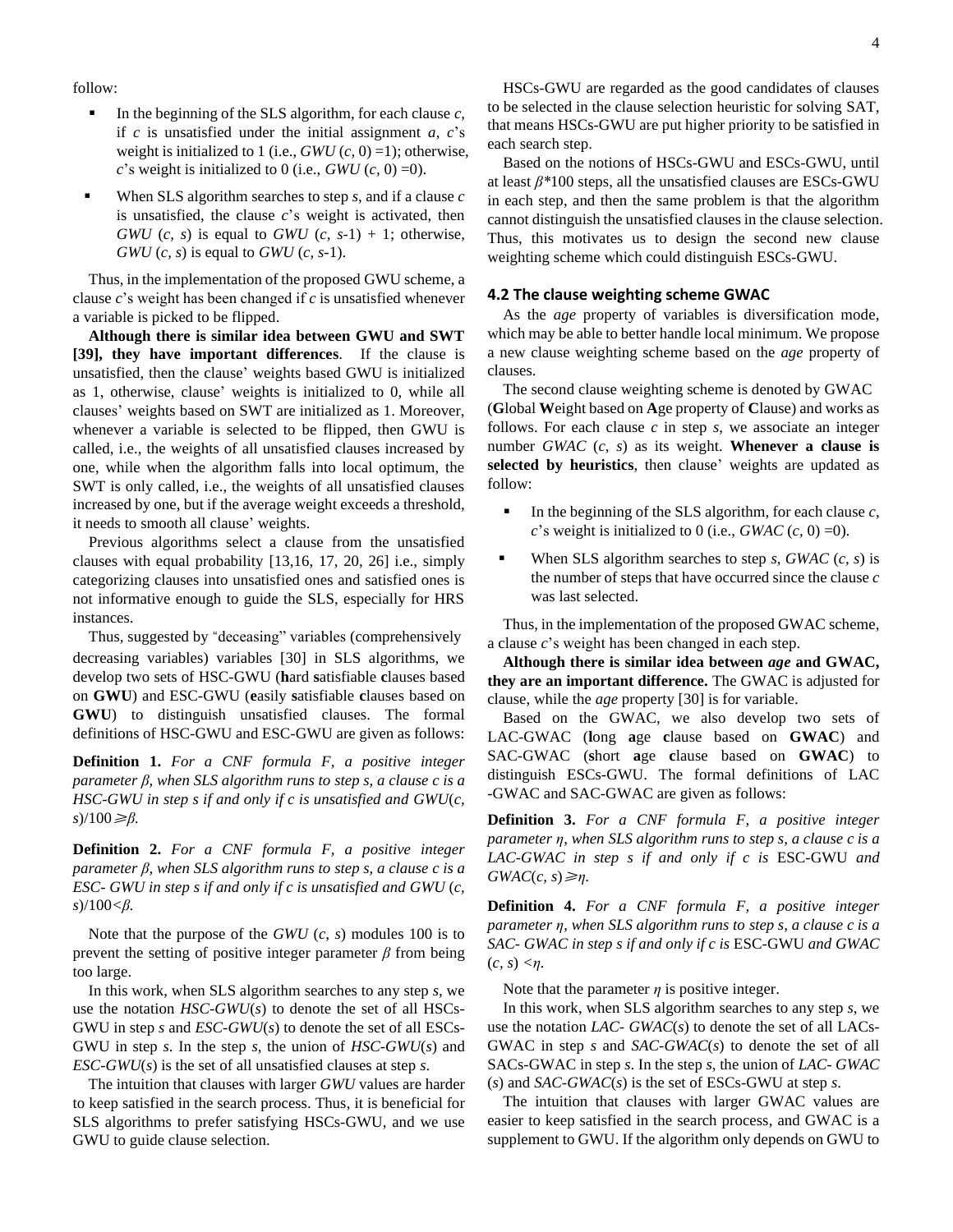follow:

- In the beginning of the SLS algorithm, for each clause $c$, if $c$ is unsatisfied under the initial assignment $a$, $c$'s weight is initialized to 1 (i.e., $GWU(c, 0)=1$); otherwise, $c$'s weight is initialized to 0 (i.e., $GWU(c, 0)=0$).
- When SLS algorithm searches to step $s$, and if a clause $c$ is unsatisfied, the clause $c$'s weight is activated, then $GWU(c, s)$ is equal to $GWU(c, s\text{-}1) + 1$; otherwise, $GWU(c, s)$ is equal to $GWU(c, s\text{-}1)$.

Thus, in the implementation of the proposed GWU scheme, a clause $c$'s weight has been changed if $c$ is unsatisfied whenever a variable is picked to be flipped.

**Although there is similar idea between GWU and SWT [39], they have important differences**. If the clause is unsatisfied, then the clause' weights based GWU is initialized as 1, otherwise, clause' weights is initialized to 0, while all clauses' weights based on SWT are initialized as 1. Moreover, whenever a variable is selected to be flipped, then GWU is called, i.e., the weights of all unsatisfied clauses increased by one, while when the algorithm falls into local optimum, the SWT is only called, i.e., the weights of all unsatisfied clauses increased by one, but if the average weight exceeds a threshold, it needs to smooth all clause' weights.

Previous algorithms select a clause from the unsatisfied clauses with equal probability [13,16, 17, 20, 26] i.e., simply categorizing clauses into unsatisfied ones and satisfied ones is not informative enough to guide the SLS, especially for HRS instances.

Thus, suggested by "deceasing" variables (comprehensively decreasing variables) variables [30] in SLS algorithms, we develop two sets of HSC-GWU (**h**ard **s**atisfiable **c**lauses based on **GWU**) and ESC-GWU (**e**asily **s**atisfiable **c**lauses based on **GWU**) to distinguish unsatisfied clauses. The formal definitions of HSC-GWU and ESC-GWU are given as follows:

**Definition 1.** *For a CNF formula F, a positive integer parameter β, when SLS algorithm runs to step s, a clause c is a HSC-GWU in step s if and only if c is unsatisfied and* $GWU(c, s)/100 \geqslant \beta$.

**Definition 2.** *For a CNF formula F, a positive integer parameter β, when SLS algorithm runs to step s, a clause c is a ESC- GWU in step s if and only if c is unsatisfied and* $GWU(c, s)/100 < \beta$.

Note that the purpose of the $GWU(c, s)$ modules 100 is to prevent the setting of positive integer parameter $\beta$ from being too large.

In this work, when SLS algorithm searches to any step $s$, we use the notation *HSC-GWU*($s$) to denote the set of all HSCs-GWU in step $s$ and *ESC-GWU*($s$) to denote the set of all ESCs-GWU in step $s$. In the step $s$, the union of *HSC-GWU*($s$) and *ESC-GWU*($s$) is the set of all unsatisfied clauses at step $s$.

The intuition that clauses with larger *GWU* values are harder to keep satisfied in the search process. Thus, it is beneficial for SLS algorithms to prefer satisfying HSCs-GWU, and we use GWU to guide clause selection.

HSCs-GWU are regarded as the good candidates of clauses to be selected in the clause selection heuristic for solving SAT, that means HSCs-GWU are put higher priority to be satisfied in each search step.

Based on the notions of HSCs-GWU and ESCs-GWU, until at least $\beta$*100 steps, all the unsatisfied clauses are ESCs-GWU in each step, and then the same problem is that the algorithm cannot distinguish the unsatisfied clauses in the clause selection. Thus, this motivates us to design the second new clause weighting scheme which could distinguish ESCs-GWU.

### 4.2 The clause weighting scheme GWAC

As the *age* property of variables is diversification mode, which may be able to better handle local minimum. We propose a new clause weighting scheme based on the *age* property of clauses.

The second clause weighting scheme is denoted by GWAC (**G**lobal **W**eight based on **A**ge property of **C**lause) and works as follows. For each clause $c$ in step $s$, we associate an integer number $GWAC(c, s)$ as its weight. **Whenever a clause is selected by heuristics**, then clause' weights are updated as follow:

- In the beginning of the SLS algorithm, for each clause $c$, $c$'s weight is initialized to 0 (i.e., $GWAC(c, 0)=0$).
- When SLS algorithm searches to step $s$, $GWAC(c, s)$ is the number of steps that have occurred since the clause $c$ was last selected.

Thus, in the implementation of the proposed GWAC scheme, a clause $c$'s weight has been changed in each step.

**Although there is similar idea between *age* and GWAC, they are an important difference.** The GWAC is adjusted for clause, while the *age* property [30] is for variable.

Based on the GWAC, we also develop two sets of LAC-GWAC (**l**ong **a**ge **c**lause based on **GWAC**) and SAC-GWAC (**s**hort **a**ge **c**lause based on **GWAC**) to distinguish ESCs-GWU. The formal definitions of LAC -GWAC and SAC-GWAC are given as follows:

**Definition 3.** *For a CNF formula F, a positive integer parameter η, when SLS algorithm runs to step s, a clause c is a LAC-GWAC in step s if and only if c is* ESC-GWU *and* $GWAC(c, s) \geqslant \eta$.

**Definition 4.** *For a CNF formula F, a positive integer parameter η, when SLS algorithm runs to step s, a clause c is a SAC- GWAC in step s if and only if c is* ESC-GWU *and* $GWAC(c, s) < \eta$.

Note that the parameter $\eta$ is positive integer.

In this work, when SLS algorithm searches to any step $s$, we use the notation *LAC- GWAC*($s$) to denote the set of all LACs-GWAC in step $s$ and *SAC-GWAC*($s$) to denote the set of all SACs-GWAC in step $s$. In the step $s$, the union of *LAC- GWAC*($s$) and *SAC-GWAC*($s$) is the set of ESCs-GWU at step $s$.

The intuition that clauses with larger GWAC values are easier to keep satisfied in the search process, and GWAC is a supplement to GWU. If the algorithm only depends on GWU to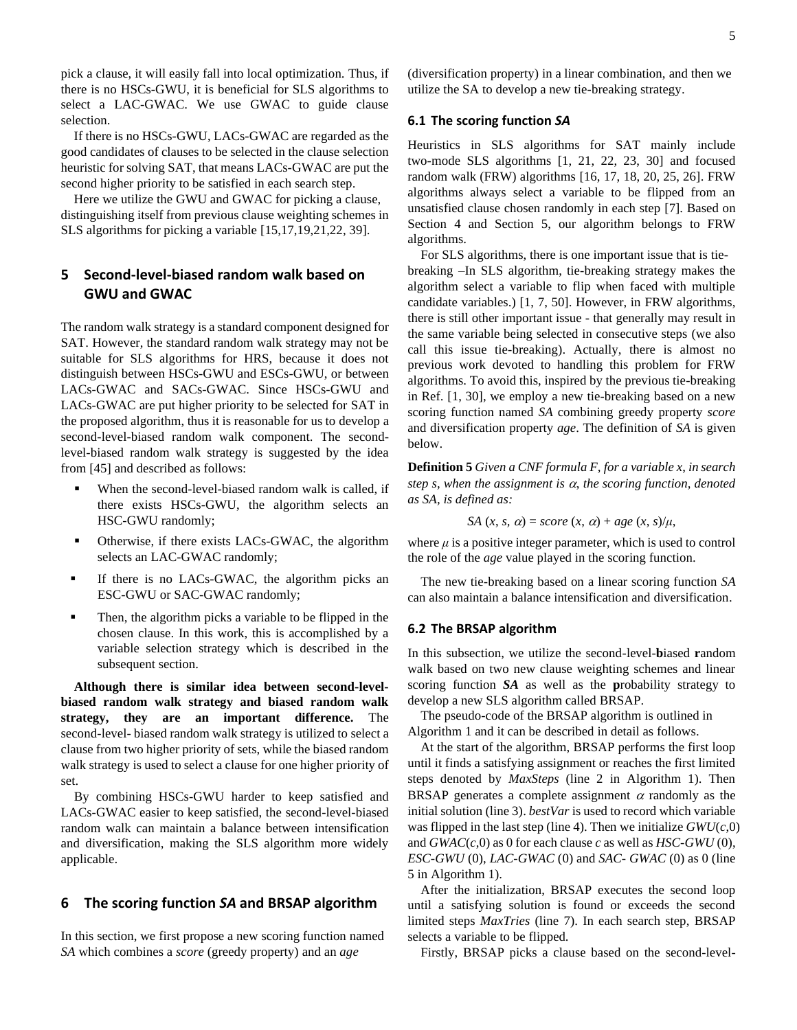pick a clause, it will easily fall into local optimization. Thus, if there is no HSCs-GWU, it is beneficial for SLS algorithms to select a LAC-GWAC. We use GWAC to guide clause selection.

If there is no HSCs-GWU, LACs-GWAC are regarded as the good candidates of clauses to be selected in the clause selection heuristic for solving SAT, that means LACs-GWAC are put the second higher priority to be satisfied in each search step.

Here we utilize the GWU and GWAC for picking a clause, distinguishing itself from previous clause weighting schemes in SLS algorithms for picking a variable [15,17,19,21,22, 39].

## 5 Second-level-biased random walk based on GWU and GWAC

The random walk strategy is a standard component designed for SAT. However, the standard random walk strategy may not be suitable for SLS algorithms for HRS, because it does not distinguish between HSCs-GWU and ESCs-GWU, or between LACs-GWAC and SACs-GWAC. Since HSCs-GWU and LACs-GWAC are put higher priority to be selected for SAT in the proposed algorithm, thus it is reasonable for us to develop a second-level-biased random walk component. The second-level-biased random walk strategy is suggested by the idea from [45] and described as follows:

- When the second-level-biased random walk is called, if there exists HSCs-GWU, the algorithm selects an HSC-GWU randomly;
- Otherwise, if there exists LACs-GWAC, the algorithm selects an LAC-GWAC randomly;
- If there is no LACs-GWAC, the algorithm picks an ESC-GWU or SAC-GWAC randomly;
- Then, the algorithm picks a variable to be flipped in the chosen clause. In this work, this is accomplished by a variable selection strategy which is described in the subsequent section.

**Although there is similar idea between second-level-biased random walk strategy and biased random walk strategy, they are an important difference.** The second-level- biased random walk strategy is utilized to select a clause from two higher priority of sets, while the biased random walk strategy is used to select a clause for one higher priority of set.

By combining HSCs-GWU harder to keep satisfied and LACs-GWAC easier to keep satisfied, the second-level-biased random walk can maintain a balance between intensification and diversification, making the SLS algorithm more widely applicable.

## 6 The scoring function *SA* and BRSAP algorithm

In this section, we first propose a new scoring function named *SA* which combines a *score* (greedy property) and an *age* (diversification property) in a linear combination, and then we utilize the SA to develop a new tie-breaking strategy.

### 6.1 The scoring function *SA*

Heuristics in SLS algorithms for SAT mainly include two-mode SLS algorithms [1, 21, 22, 23, 30] and focused random walk (FRW) algorithms [16, 17, 18, 20, 25, 26]. FRW algorithms always select a variable to be flipped from an unsatisfied clause chosen randomly in each step [7]. Based on Section 4 and Section 5, our algorithm belongs to FRW algorithms.

For SLS algorithms, there is one important issue that is tie-breaking –In SLS algorithm, tie-breaking strategy makes the algorithm select a variable to flip when faced with multiple candidate variables.) [1, 7, 50]. However, in FRW algorithms, there is still other important issue - that generally may result in the same variable being selected in consecutive steps (we also call this issue tie-breaking). Actually, there is almost no previous work devoted to handling this problem for FRW algorithms. To avoid this, inspired by the previous tie-breaking in Ref. [1, 30], we employ a new tie-breaking based on a new scoring function named *SA* combining greedy property *score* and diversification property *age*. The definition of *SA* is given below.

**Definition 5** *Given a CNF formula F, for a variable x, in search step s, when the assignment is $\alpha$, the scoring function, denoted as SA, is defined as:*

$$SA(x, s, \alpha) = score(x, \alpha) + age(x, s)/\mu,$$

where $\mu$ is a positive integer parameter, which is used to control the role of the *age* value played in the scoring function.

The new tie-breaking based on a linear scoring function *SA* can also maintain a balance intensification and diversification.

### 6.2 The BRSAP algorithm

In this subsection, we utilize the second-level-**b**iased **r**andom walk based on two new clause weighting schemes and linear scoring function ***SA*** as well as the **p**robability strategy to develop a new SLS algorithm called BRSAP.

The pseudo-code of the BRSAP algorithm is outlined in Algorithm 1 and it can be described in detail as follows.

At the start of the algorithm, BRSAP performs the first loop until it finds a satisfying assignment or reaches the first limited steps denoted by *MaxSteps* (line 2 in Algorithm 1). Then BRSAP generates a complete assignment $\alpha$ randomly as the initial solution (line 3). *bestVar* is used to record which variable was flipped in the last step (line 4). Then we initialize *GWU*(*c*,0) and *GWAC*(*c*,0) as 0 for each clause *c* as well as *HSC-GWU* (0), *ESC-GWU* (0), *LAC-GWAC* (0) and *SAC- GWAC* (0) as 0 (line 5 in Algorithm 1).

After the initialization, BRSAP executes the second loop until a satisfying solution is found or exceeds the second limited steps *MaxTries* (line 7). In each search step, BRSAP selects a variable to be flipped.

Firstly, BRSAP picks a clause based on the second-level-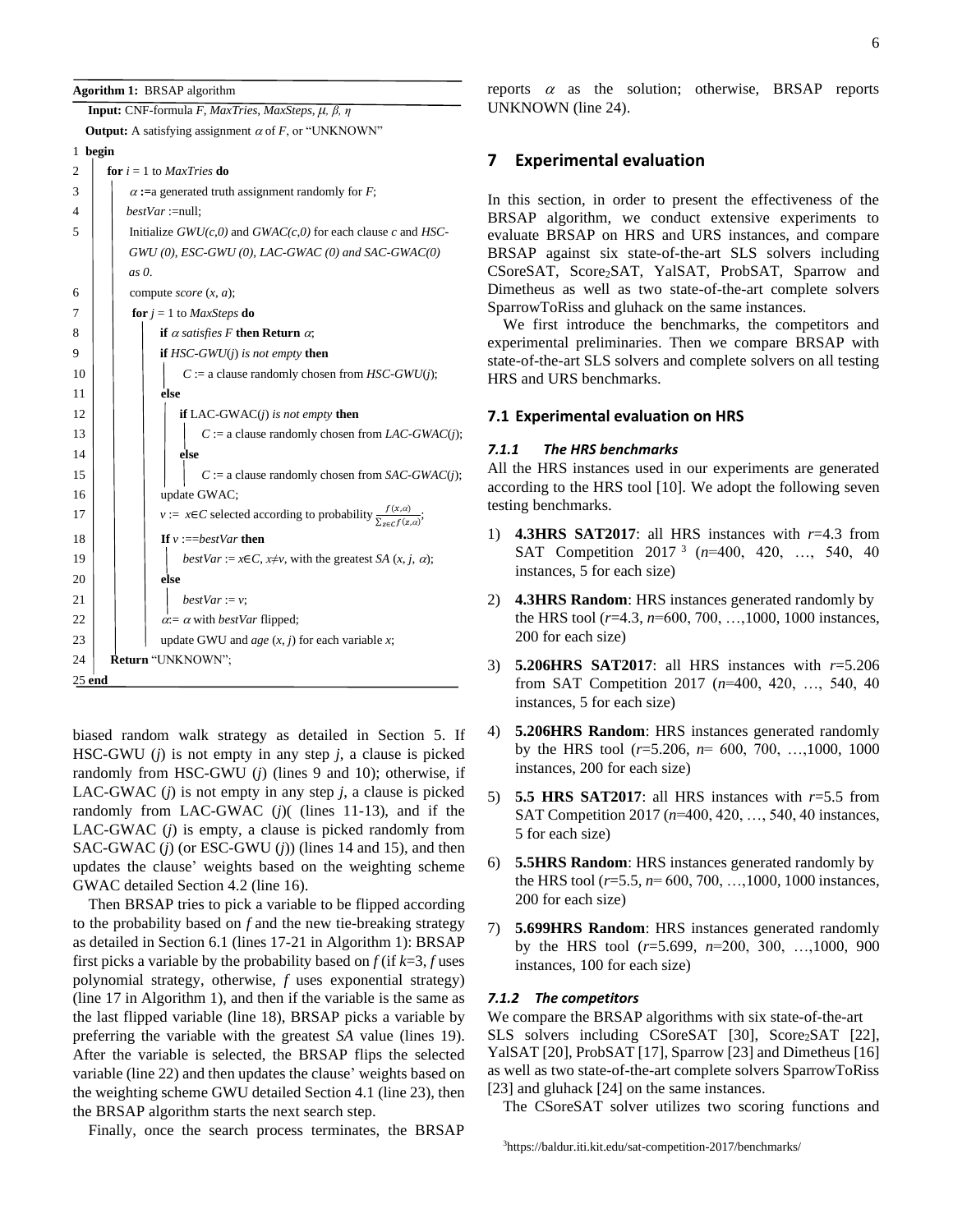**Agorithm 1:** BRSAP algorithm

```
   Input: CNF-formula F, MaxTries, MaxSteps, μ, β, η
   Output: A satisfying assignment α of F, or "UNKNOWN"
1  begin
2    for i = 1 to MaxTries do
3      α :=a generated truth assignment randomly for F;
4      bestVar :=null;
5      Initialize GWU(c,0) and GWAC(c,0) for each clause c and HSC-
       GWU (0), ESC-GWU (0), LAC-GWAC (0) and SAC-GWAC(0)
       as 0.
6      compute score (x, a);
7      for j = 1 to MaxSteps do
8        if α satisfies F then Return α;
9        if HSC-GWU(j) is not empty then
10         C := a clause randomly chosen from HSC-GWU(j);
11       else
12         if LAC-GWAC(j) is not empty then
13           C := a clause randomly chosen from LAC-GWAC(j);
14         else
15           C := a clause randomly chosen from SAC-GWAC(j);
16       update GWAC;
17       v := x∈C selected according to probability f(x,α) / Σ_{z∈C} f(z,α);
18       If v :==bestVar then
19         bestVar := x∈C, x≠v, with the greatest SA (x, j, α);
20       else
21         bestVar := v;
22       α:= α with bestVar flipped;
23       update GWU and age (x, j) for each variable x;
24   Return "UNKNOWN";
25 end
```

biased random walk strategy as detailed in Section 5. If HSC-GWU ($j$) is not empty in any step $j$, a clause is picked randomly from HSC-GWU ($j$) (lines 9 and 10); otherwise, if LAC-GWAC ($j$) is not empty in any step $j$, a clause is picked randomly from LAC-GWAC ($j$)( (lines 11-13), and if the LAC-GWAC ($j$) is empty, a clause is picked randomly from SAC-GWAC ($j$) (or ESC-GWU ($j$)) (lines 14 and 15), and then updates the clause' weights based on the weighting scheme GWAC detailed Section 4.2 (line 16).

Then BRSAP tries to pick a variable to be flipped according to the probability based on $f$ and the new tie-breaking strategy as detailed in Section 6.1 (lines 17-21 in Algorithm 1): BRSAP first picks a variable by the probability based on $f$ (if $k$=3, $f$ uses polynomial strategy, otherwise, $f$ uses exponential strategy) (line 17 in Algorithm 1), and then if the variable is the same as the last flipped variable (line 18), BRSAP picks a variable by preferring the variable with the greatest *SA* value (lines 19). After the variable is selected, the BRSAP flips the selected variable (line 22) and then updates the clause' weights based on the weighting scheme GWU detailed Section 4.1 (line 23), then the BRSAP algorithm starts the next search step.

Finally, once the search process terminates, the BRSAP reports $\alpha$ as the solution; otherwise, BRSAP reports UNKNOWN (line 24).

## 7 Experimental evaluation

In this section, in order to present the effectiveness of the BRSAP algorithm, we conduct extensive experiments to evaluate BRSAP on HRS and URS instances, and compare BRSAP against six state-of-the-art SLS solvers including CSoreSAT, $\text{Score}_2\text{SAT}$, YalSAT, ProbSAT, Sparrow and Dimetheus as well as two state-of-the-art complete solvers SparrowToRiss and gluhack on the same instances.

We first introduce the benchmarks, the competitors and experimental preliminaries. Then we compare BRSAP with state-of-the-art SLS solvers and complete solvers on all testing HRS and URS benchmarks.

### 7.1 Experimental evaluation on HRS

#### 7.1.1 The HRS benchmarks

All the HRS instances used in our experiments are generated according to the HRS tool [10]. We adopt the following seven testing benchmarks.

1) **4.3HRS SAT2017**: all HRS instances with $r$=4.3 from SAT Competition 2017 [3] ($n$=400, 420, …, 540, 40 instances, 5 for each size)
2) **4.3HRS Random**: HRS instances generated randomly by the HRS tool ($r$=4.3, $n$=600, 700, …,1000, 1000 instances, 200 for each size)
3) **5.206HRS SAT2017**: all HRS instances with $r$=5.206 from SAT Competition 2017 ($n$=400, 420, …, 540, 40 instances, 5 for each size)
4) **5.206HRS Random**: HRS instances generated randomly by the HRS tool ($r$=5.206, $n$= 600, 700, …,1000, 1000 instances, 200 for each size)
5) **5.5 HRS SAT2017**: all HRS instances with $r$=5.5 from SAT Competition 2017 ($n$=400, 420, …, 540, 40 instances, 5 for each size)
6) **5.5HRS Random**: HRS instances generated randomly by the HRS tool ($r$=5.5, $n$= 600, 700, …,1000, 1000 instances, 200 for each size)
7) **5.699HRS Random**: HRS instances generated randomly by the HRS tool ($r$=5.699, $n$=200, 300, …,1000, 900 instances, 100 for each size)

#### 7.1.2 The competitors

We compare the BRSAP algorithms with six state-of-the-art SLS solvers including CSoreSAT [30], $\text{Score}_2\text{SAT}$ [22], YalSAT [20], ProbSAT [17], Sparrow [23] and Dimetheus [16] as well as two state-of-the-art complete solvers SparrowToRiss [23] and gluhack [24] on the same instances.

The CSoreSAT solver utilizes two scoring functions and

[3] https://baldur.iti.kit.edu/sat-competition-2017/benchmarks/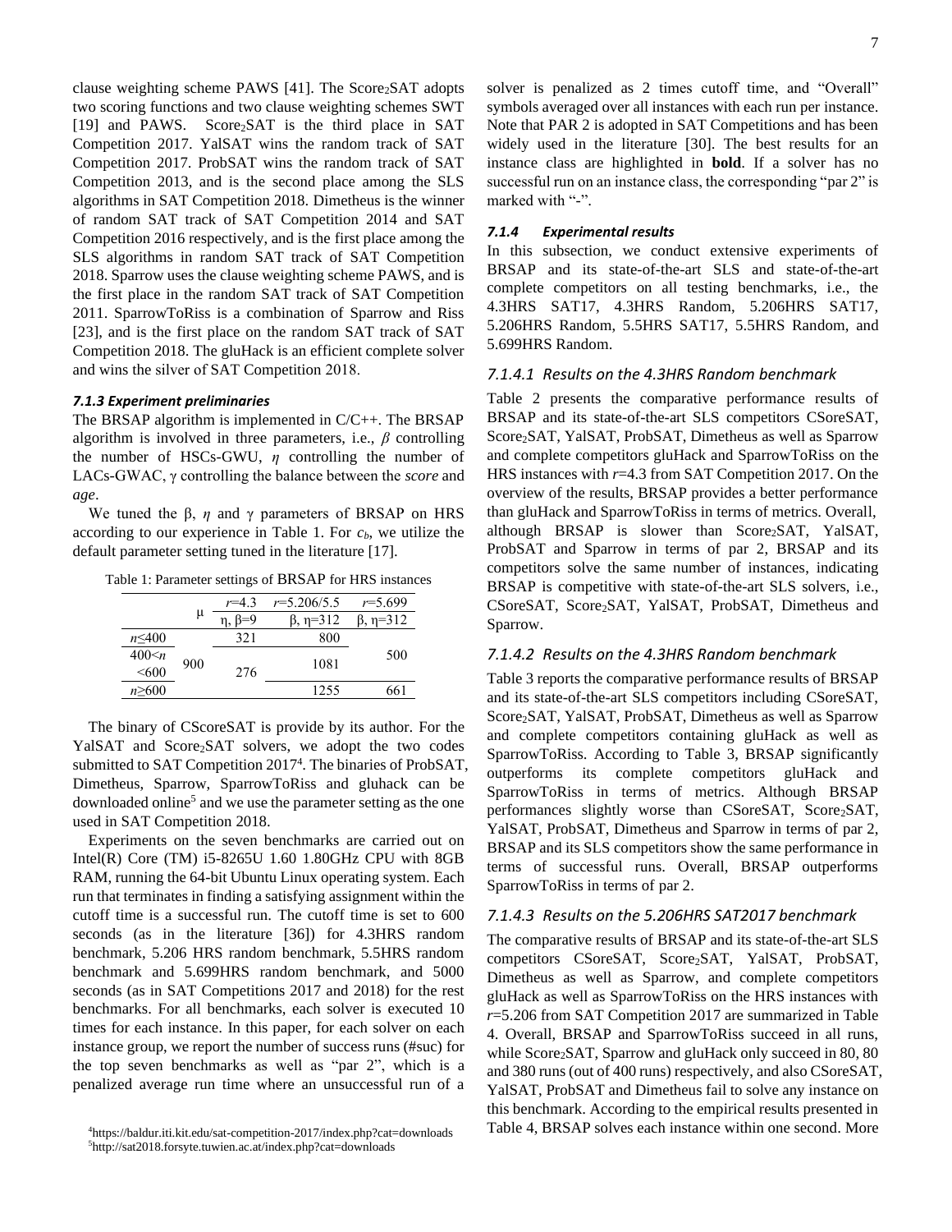clause weighting scheme PAWS [41]. The $\text{Score}_2\text{SAT}$ adopts two scoring functions and two clause weighting schemes SWT [19] and PAWS. $\text{Score}_2\text{SAT}$ is the third place in SAT Competition 2017. YalSAT wins the random track of SAT Competition 2017. ProbSAT wins the random track of SAT Competition 2013, and is the second place among the SLS algorithms in SAT Competition 2018. Dimetheus is the winner of random SAT track of SAT Competition 2014 and SAT Competition 2016 respectively, and is the first place among the SLS algorithms in random SAT track of SAT Competition 2018. Sparrow uses the clause weighting scheme PAWS, and is the first place in the random SAT track of SAT Competition 2011. SparrowToRiss is a combination of Sparrow and Riss [23], and is the first place on the random SAT track of SAT Competition 2018. The gluHack is an efficient complete solver and wins the silver of SAT Competition 2018.

#### *7.1.3 Experiment preliminaries*

The BRSAP algorithm is implemented in C/C++. The BRSAP algorithm is involved in three parameters, i.e., $\beta$ controlling the number of HSCs-GWU, $\eta$ controlling the number of LACs-GWAC, $\gamma$ controlling the balance between the *score* and *age*.

We tuned the $\beta$, $\eta$ and $\gamma$ parameters of BRSAP on HRS according to our experience in Table 1. For $c_b$, we utilize the default parameter setting tuned in the literature [17].

Table 1: Parameter settings of BRSAP for HRS instances

| | μ | $r$=4.3 | $r$=5.206/5.5 | $r$=5.699 |
|---|---|---|---|---|
| | | η, β=9 | β, η=312 | β, η=312 |
| $n$≤400 | 900 | 321 | 800 | 500 |
| 400<$n$<600 | | 276 | 1081 | |
| $n$≥600 | | | 1255 | 661 |

The binary of CScoreSAT is provide by its author. For the YalSAT and $\text{Score}_2\text{SAT}$ solvers, we adopt the two codes submitted to SAT Competition 2017[4]. The binaries of ProbSAT, Dimetheus, Sparrow, SparrowToRiss and gluhack can be downloaded online[5] and we use the parameter setting as the one used in SAT Competition 2018.

Experiments on the seven benchmarks are carried out on Intel(R) Core (TM) i5-8265U 1.60 1.80GHz CPU with 8GB RAM, running the 64-bit Ubuntu Linux operating system. Each run that terminates in finding a satisfying assignment within the cutoff time is a successful run. The cutoff time is set to 600 seconds (as in the literature [36]) for 4.3HRS random benchmark, 5.206 HRS random benchmark, 5.5HRS random benchmark and 5.699HRS random benchmark, and 5000 seconds (as in SAT Competitions 2017 and 2018) for the rest benchmarks. For all benchmarks, each solver is executed 10 times for each instance. In this paper, for each solver on each instance group, we report the number of success runs (#suc) for the top seven benchmarks as well as "par 2", which is a penalized average run time where an unsuccessful run of a solver is penalized as 2 times cutoff time, and "Overall" symbols averaged over all instances with each run per instance. Note that PAR 2 is adopted in SAT Competitions and has been widely used in the literature [30]. The best results for an instance class are highlighted in **bold**. If a solver has no successful run on an instance class, the corresponding "par 2" is marked with "-".

[4]https://baldur.iti.kit.edu/sat-competition-2017/index.php?cat=downloads
[5]http://sat2018.forsyte.tuwien.ac.at/index.php?cat=downloads

#### *7.1.4 Experimental results*

In this subsection, we conduct extensive experiments of BRSAP and its state-of-the-art SLS and state-of-the-art complete competitors on all testing benchmarks, i.e., the 4.3HRS SAT17, 4.3HRS Random, 5.206HRS SAT17, 5.206HRS Random, 5.5HRS SAT17, 5.5HRS Random, and 5.699HRS Random.

##### *7.1.4.1 Results on the 4.3HRS Random benchmark*

Table 2 presents the comparative performance results of BRSAP and its state-of-the-art SLS competitors CSoreSAT, $\text{Score}_2\text{SAT}$, YalSAT, ProbSAT, Dimetheus as well as Sparrow and complete competitors gluHack and SparrowToRiss on the HRS instances with $r$=4.3 from SAT Competition 2017. On the overview of the results, BRSAP provides a better performance than gluHack and SparrowToRiss in terms of metrics. Overall, although BRSAP is slower than $\text{Score}_2\text{SAT}$, YalSAT, ProbSAT and Sparrow in terms of par 2, BRSAP and its competitors solve the same number of instances, indicating BRSAP is competitive with state-of-the-art SLS solvers, i.e., CSoreSAT, $\text{Score}_2\text{SAT}$, YalSAT, ProbSAT, Dimetheus and Sparrow.

##### *7.1.4.2 Results on the 4.3HRS Random benchmark*

Table 3 reports the comparative performance results of BRSAP and its state-of-the-art SLS competitors including CSoreSAT, $\text{Score}_2\text{SAT}$, YalSAT, ProbSAT, Dimetheus as well as Sparrow and complete competitors containing gluHack as well as SparrowToRiss. According to Table 3, BRSAP significantly outperforms its complete competitors gluHack and SparrowToRiss in terms of metrics. Although BRSAP performances slightly worse than CSoreSAT, $\text{Score}_2\text{SAT}$, YalSAT, ProbSAT, Dimetheus and Sparrow in terms of par 2, BRSAP and its SLS competitors show the same performance in terms of successful runs. Overall, BRSAP outperforms SparrowToRiss in terms of par 2.

##### *7.1.4.3 Results on the 5.206HRS SAT2017 benchmark*

The comparative results of BRSAP and its state-of-the-art SLS competitors CSoreSAT, $\text{Score}_2\text{SAT}$, YalSAT, ProbSAT, Dimetheus as well as Sparrow, and complete competitors gluHack as well as SparrowToRiss on the HRS instances with $r$=5.206 from SAT Competition 2017 are summarized in Table 4. Overall, BRSAP and SparrowToRiss succeed in all runs, while $\text{Score}_2\text{SAT}$, Sparrow and gluHack only succeed in 80, 80 and 380 runs (out of 400 runs) respectively, and also CSoreSAT, YalSAT, ProbSAT and Dimetheus fail to solve any instance on this benchmark. According to the empirical results presented in Table 4, BRSAP solves each instance within one second. More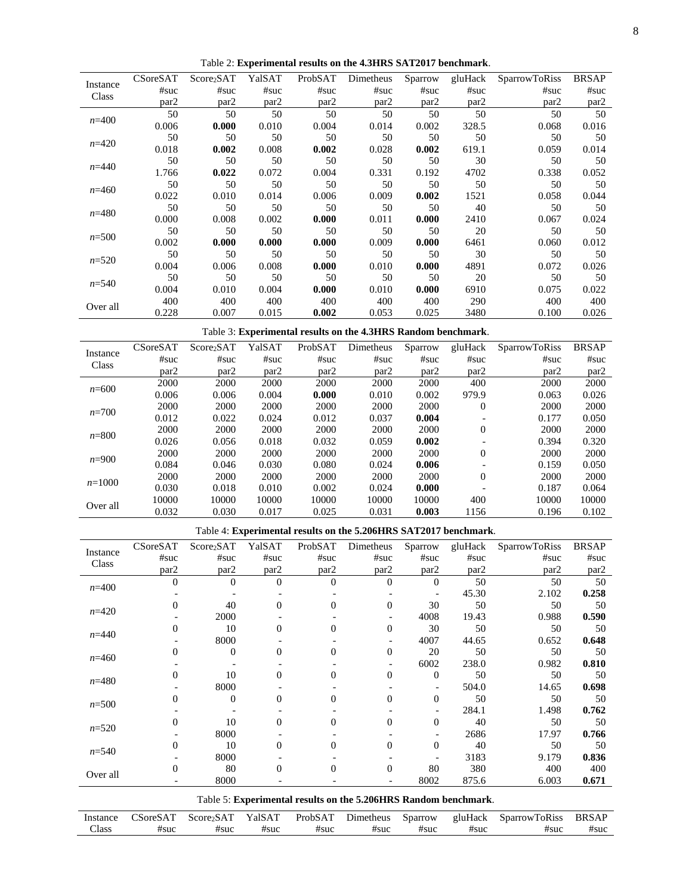Table 2: **Experimental results on the 4.3HRS SAT2017 benchmark**.

| Instance Class | | CSoreSAT | $Score_2SAT$ | YalSAT | ProbSAT | Dimetheus | Sparrow | gluHack | SparrowToRiss | BRSAP |
|---|---|---|---|---|---|---|---|---|---|---|
| | | #suc / par2 | #suc / par2 | #suc / par2 | #suc / par2 | #suc / par2 | #suc / par2 | #suc / par2 | #suc / par2 | #suc / par2 |
| $n$=400 | #suc | 50 | 50 | 50 | 50 | 50 | 50 | 50 | 50 | 50 |
| | par2 | 0.006 | **0.000** | 0.010 | 0.004 | 0.014 | 0.002 | 328.5 | 0.068 | 0.016 |
| $n$=420 | #suc | 50 | 50 | 50 | 50 | 50 | 50 | 50 | 50 | 50 |
| | par2 | 0.018 | **0.002** | 0.008 | **0.002** | 0.028 | **0.002** | 619.1 | 0.059 | 0.014 |
| $n$=440 | #suc | 50 | 50 | 50 | 50 | 50 | 50 | 30 | 50 | 50 |
| | par2 | 1.766 | **0.022** | 0.072 | 0.004 | 0.331 | 0.192 | 4702 | 0.338 | 0.052 |
| $n$=460 | #suc | 50 | 50 | 50 | 50 | 50 | 50 | 50 | 50 | 50 |
| | par2 | 0.022 | 0.010 | 0.014 | 0.006 | 0.009 | **0.002** | 1521 | 0.058 | 0.044 |
| $n$=480 | #suc | 50 | 50 | 50 | 50 | 50 | 50 | 40 | 50 | 50 |
| | par2 | 0.000 | 0.008 | 0.002 | **0.000** | 0.011 | **0.000** | 2410 | 0.067 | 0.024 |
| $n$=500 | #suc | 50 | 50 | 50 | 50 | 50 | 50 | 20 | 50 | 50 |
| | par2 | 0.002 | **0.000** | **0.000** | **0.000** | 0.009 | **0.000** | 6461 | 0.060 | 0.012 |
| $n$=520 | #suc | 50 | 50 | 50 | 50 | 50 | 50 | 30 | 50 | 50 |
| | par2 | 0.004 | 0.006 | 0.008 | **0.000** | 0.010 | **0.000** | 4891 | 0.072 | 0.026 |
| $n$=540 | #suc | 50 | 50 | 50 | 50 | 50 | 50 | 20 | 50 | 50 |
| | par2 | 0.004 | 0.010 | 0.004 | **0.000** | 0.010 | **0.000** | 6910 | 0.075 | 0.022 |
| Over all | #suc | 400 | 400 | 400 | 400 | 400 | 400 | 290 | 400 | 400 |
| | par2 | 0.228 | 0.007 | 0.015 | **0.002** | 0.053 | 0.025 | 3480 | 0.100 | 0.026 |

Table 3: **Experimental results on the 4.3HRS Random benchmark**.

| Instance Class | | CSoreSAT | $Score_2SAT$ | YalSAT | ProbSAT | Dimetheus | Sparrow | gluHack | SparrowToRiss | BRSAP |
|---|---|---|---|---|---|---|---|---|---|---|
| | | #suc / par2 | #suc / par2 | #suc / par2 | #suc / par2 | #suc / par2 | #suc / par2 | #suc / par2 | #suc / par2 | #suc / par2 |
| $n$=600 | #suc | 2000 | 2000 | 2000 | 2000 | 2000 | 2000 | 400 | 2000 | 2000 |
| | par2 | 0.006 | 0.006 | 0.004 | **0.000** | 0.010 | 0.002 | 979.9 | 0.063 | 0.026 |
| $n$=700 | #suc | 2000 | 2000 | 2000 | 2000 | 2000 | 2000 | 0 | 2000 | 2000 |
| | par2 | 0.012 | 0.022 | 0.024 | 0.012 | 0.037 | **0.004** | - | 0.177 | 0.050 |
| $n$=800 | #suc | 2000 | 2000 | 2000 | 2000 | 2000 | 2000 | 0 | 2000 | 2000 |
| | par2 | 0.026 | 0.056 | 0.018 | 0.032 | 0.059 | **0.002** | - | 0.394 | 0.320 |
| $n$=900 | #suc | 2000 | 2000 | 2000 | 2000 | 2000 | 2000 | 0 | 2000 | 2000 |
| | par2 | 0.084 | 0.046 | 0.030 | 0.080 | 0.024 | **0.006** | - | 0.159 | 0.050 |
| $n$=1000 | #suc | 2000 | 2000 | 2000 | 2000 | 2000 | 2000 | 0 | 2000 | 2000 |
| | par2 | 0.030 | 0.018 | 0.010 | 0.002 | 0.024 | **0.000** | - | 0.187 | 0.064 |
| Over all | #suc | 10000 | 10000 | 10000 | 10000 | 10000 | 10000 | 400 | 10000 | 10000 |
| | par2 | 0.032 | 0.030 | 0.017 | 0.025 | 0.031 | **0.003** | 1156 | 0.196 | 0.102 |

Table 4: **Experimental results on the 5.206HRS SAT2017 benchmark**.

| Instance Class | | CSoreSAT | $Score_2SAT$ | YalSAT | ProbSAT | Dimetheus | Sparrow | gluHack | SparrowToRiss | BRSAP |
|---|---|---|---|---|---|---|---|---|---|---|
| | | #suc / par2 | #suc / par2 | #suc / par2 | #suc / par2 | #suc / par2 | #suc / par2 | #suc / par2 | #suc / par2 | #suc / par2 |
| $n$=400 | #suc | 0 | 0 | 0 | 0 | 0 | 0 | 50 | 50 | 50 |
| | par2 | - | - | - | - | - | - | 45.30 | 2.102 | **0.258** |
| $n$=420 | #suc | 0 | 40 | 0 | 0 | 0 | 30 | 50 | 50 | 50 |
| | par2 | - | 2000 | - | - | - | 4008 | 19.43 | 0.988 | **0.590** |
| $n$=440 | #suc | 0 | 10 | 0 | 0 | 0 | 30 | 50 | 50 | 50 |
| | par2 | - | 8000 | - | - | - | 4007 | 44.65 | 0.652 | **0.648** |
| $n$=460 | #suc | 0 | 0 | 0 | 0 | 0 | 20 | 50 | 50 | 50 |
| | par2 | - | - | - | - | - | 6002 | 238.0 | 0.982 | **0.810** |
| $n$=480 | #suc | 0 | 10 | 0 | 0 | 0 | 0 | 50 | 50 | 50 |
| | par2 | - | 8000 | - | - | - | - | 504.0 | 14.65 | **0.698** |
| $n$=500 | #suc | 0 | 0 | 0 | 0 | 0 | 0 | 50 | 50 | 50 |
| | par2 | - | - | - | - | - | - | 284.1 | 1.498 | **0.762** |
| $n$=520 | #suc | 0 | 10 | 0 | 0 | 0 | 0 | 40 | 50 | 50 |
| | par2 | - | 8000 | - | - | - | - | 2686 | 17.97 | **0.766** |
| $n$=540 | #suc | 0 | 10 | 0 | 0 | 0 | 0 | 40 | 50 | 50 |
| | par2 | - | 8000 | - | - | - | - | 3183 | 9.179 | **0.836** |
| Over all | #suc | 0 | 80 | 0 | 0 | 0 | 80 | 380 | 400 | 400 |
| | par2 | - | 8000 | - | - | - | 8002 | 875.6 | 6.003 | **0.671** |

Table 5: **Experimental results on the 5.206HRS Random benchmark**.

| Instance Class | CSoreSAT | $Score_2SAT$ | YalSAT | ProbSAT | Dimetheus | Sparrow | gluHack | SparrowToRiss | BRSAP |
|---|---|---|---|---|---|---|---|---|---|
| | #suc | #suc | #suc | #suc | #suc | #suc | #suc | #suc | #suc |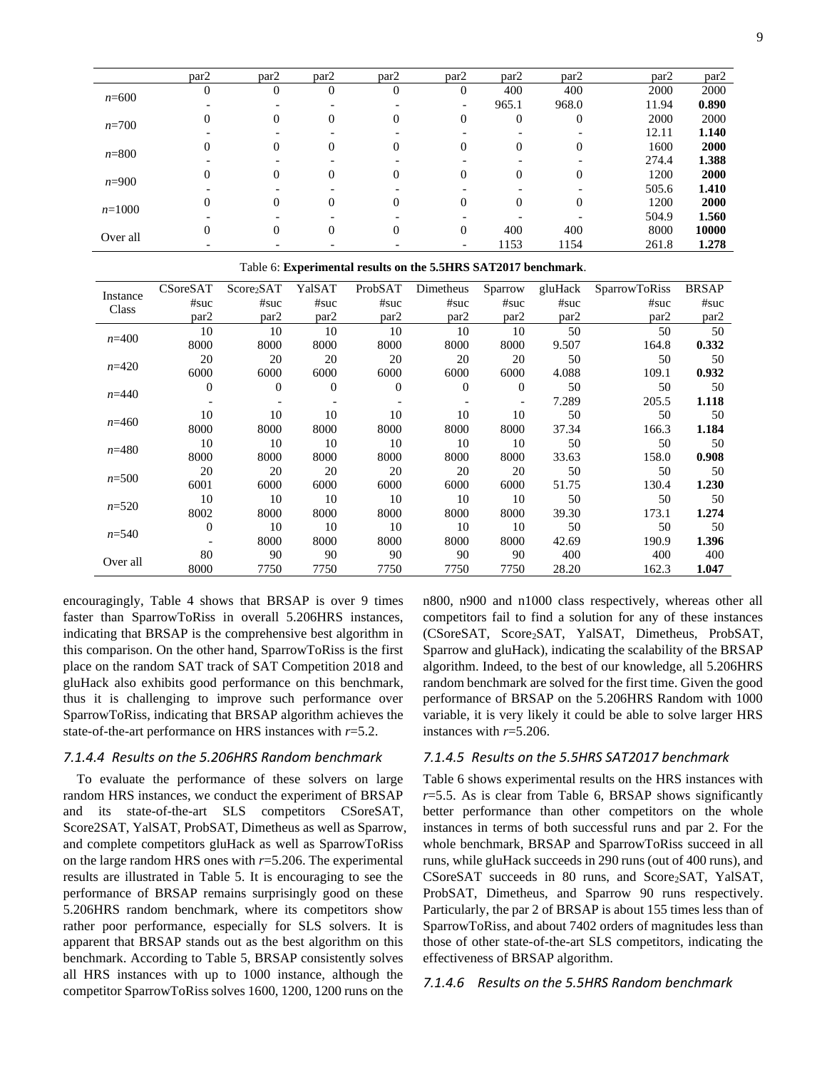| | par2 | par2 | par2 | par2 | par2 | par2 | par2 | par2 | par2 |
|---|---|---|---|---|---|---|---|---|---|
| $n$=600 | 0 | 0 | 0 | 0 | 0 | 400 | 400 | 2000 | 2000 |
| | - | - | - | - | - | 965.1 | 968.0 | 11.94 | **0.890** |
| $n$=700 | 0 | 0 | 0 | 0 | 0 | 0 | 0 | 2000 | 2000 |
| | - | - | - | - | - | - | - | 12.11 | **1.140** |
| $n$=800 | 0 | 0 | 0 | 0 | 0 | 0 | 0 | 1600 | **2000** |
| | - | - | - | - | - | - | - | 274.4 | **1.388** |
| $n$=900 | 0 | 0 | 0 | 0 | 0 | 0 | 0 | 1200 | **2000** |
| | - | - | - | - | - | - | - | 505.6 | **1.410** |
| $n$=1000 | 0 | 0 | 0 | 0 | 0 | 0 | 0 | 1200 | **2000** |
| | - | - | - | - | - | - | - | 504.9 | **1.560** |
| Over all | 0 | 0 | 0 | 0 | 0 | 400 | 400 | 8000 | **10000** |
| | - | - | - | - | - | 1153 | 1154 | 261.8 | **1.278** |

Table 6: **Experimental results on the 5.5HRS SAT2017 benchmark**.

| Instance Class | CSoreSAT #suc par2 | Score$_2$SAT #suc par2 | YalSAT #suc par2 | ProbSAT #suc par2 | Dimetheus #suc par2 | Sparrow #suc par2 | gluHack #suc par2 | SparrowToRiss #suc par2 | BRSAP #suc par2 |
|---|---|---|---|---|---|---|---|---|---|
| $n$=400 | 10 | 10 | 10 | 10 | 10 | 10 | 50 | 50 | 50 |
| | 8000 | 8000 | 8000 | 8000 | 8000 | 8000 | 9.507 | 164.8 | **0.332** |
| $n$=420 | 20 | 20 | 20 | 20 | 20 | 20 | 50 | 50 | 50 |
| | 6000 | 6000 | 6000 | 6000 | 6000 | 6000 | 4.088 | 109.1 | **0.932** |
| $n$=440 | 0 | 0 | 0 | 0 | 0 | 0 | 50 | 50 | 50 |
| | - | - | - | - | - | - | 7.289 | 205.5 | **1.118** |
| $n$=460 | 10 | 10 | 10 | 10 | 10 | 10 | 50 | 50 | 50 |
| | 8000 | 8000 | 8000 | 8000 | 8000 | 8000 | 37.34 | 166.3 | **1.184** |
| $n$=480 | 10 | 10 | 10 | 10 | 10 | 10 | 50 | 50 | 50 |
| | 8000 | 8000 | 8000 | 8000 | 8000 | 8000 | 33.63 | 158.0 | **0.908** |
| $n$=500 | 20 | 20 | 20 | 20 | 20 | 20 | 50 | 50 | 50 |
| | 6001 | 6000 | 6000 | 6000 | 6000 | 6000 | 51.75 | 130.4 | **1.230** |
| $n$=520 | 10 | 10 | 10 | 10 | 10 | 10 | 50 | 50 | 50 |
| | 8002 | 8000 | 8000 | 8000 | 8000 | 8000 | 39.30 | 173.1 | **1.274** |
| $n$=540 | 0 | 10 | 10 | 10 | 10 | 10 | 50 | 50 | 50 |
| | - | 8000 | 8000 | 8000 | 8000 | 8000 | 42.69 | 190.9 | **1.396** |
| Over all | 80 | 90 | 90 | 90 | 90 | 90 | 400 | 400 | 400 |
| | 8000 | 7750 | 7750 | 7750 | 7750 | 7750 | 28.20 | 162.3 | **1.047** |

encouragingly, Table 4 shows that BRSAP is over 9 times faster than SparrowToRiss in overall 5.206HRS instances, indicating that BRSAP is the comprehensive best algorithm in this comparison. On the other hand, SparrowToRiss is the first place on the random SAT track of SAT Competition 2018 and gluHack also exhibits good performance on this benchmark, thus it is challenging to improve such performance over SparrowToRiss, indicating that BRSAP algorithm achieves the state-of-the-art performance on HRS instances with $r$=5.2.

#### *7.1.4.4 Results on the 5.206HRS Random benchmark*

To evaluate the performance of these solvers on large random HRS instances, we conduct the experiment of BRSAP and its state-of-the-art SLS competitors CSoreSAT, Score2SAT, YalSAT, ProbSAT, Dimetheus as well as Sparrow, and complete competitors gluHack as well as SparrowToRiss on the large random HRS ones with $r$=5.206. The experimental results are illustrated in Table 5. It is encouraging to see the performance of BRSAP remains surprisingly good on these 5.206HRS random benchmark, where its competitors show rather poor performance, especially for SLS solvers. It is apparent that BRSAP stands out as the best algorithm on this benchmark. According to Table 5, BRSAP consistently solves all HRS instances with up to 1000 instance, although the competitor SparrowToRiss solves 1600, 1200, 1200 runs on the n800, n900 and n1000 class respectively, whereas other all competitors fail to find a solution for any of these instances (CSoreSAT, Score$_2$SAT, YalSAT, Dimetheus, ProbSAT, Sparrow and gluHack), indicating the scalability of the BRSAP algorithm. Indeed, to the best of our knowledge, all 5.206HRS random benchmark are solved for the first time. Given the good performance of BRSAP on the 5.206HRS Random with 1000 variable, it is very likely it could be able to solve larger HRS instances with $r$=5.206.

#### *7.1.4.5 Results on the 5.5HRS SAT2017 benchmark*

Table 6 shows experimental results on the HRS instances with $r$=5.5. As is clear from Table 6, BRSAP shows significantly better performance than other competitors on the whole instances in terms of both successful runs and par 2. For the whole benchmark, BRSAP and SparrowToRiss succeed in all runs, while gluHack succeeds in 290 runs (out of 400 runs), and CSoreSAT succeeds in 80 runs, and Score$_2$SAT, YalSAT, ProbSAT, Dimetheus, and Sparrow 90 runs respectively. Particularly, the par 2 of BRSAP is about 155 times less than of SparrowToRiss, and about 7402 orders of magnitudes less than those of other state-of-the-art SLS competitors, indicating the effectiveness of BRSAP algorithm.

#### *7.1.4.6 Results on the 5.5HRS Random benchmark*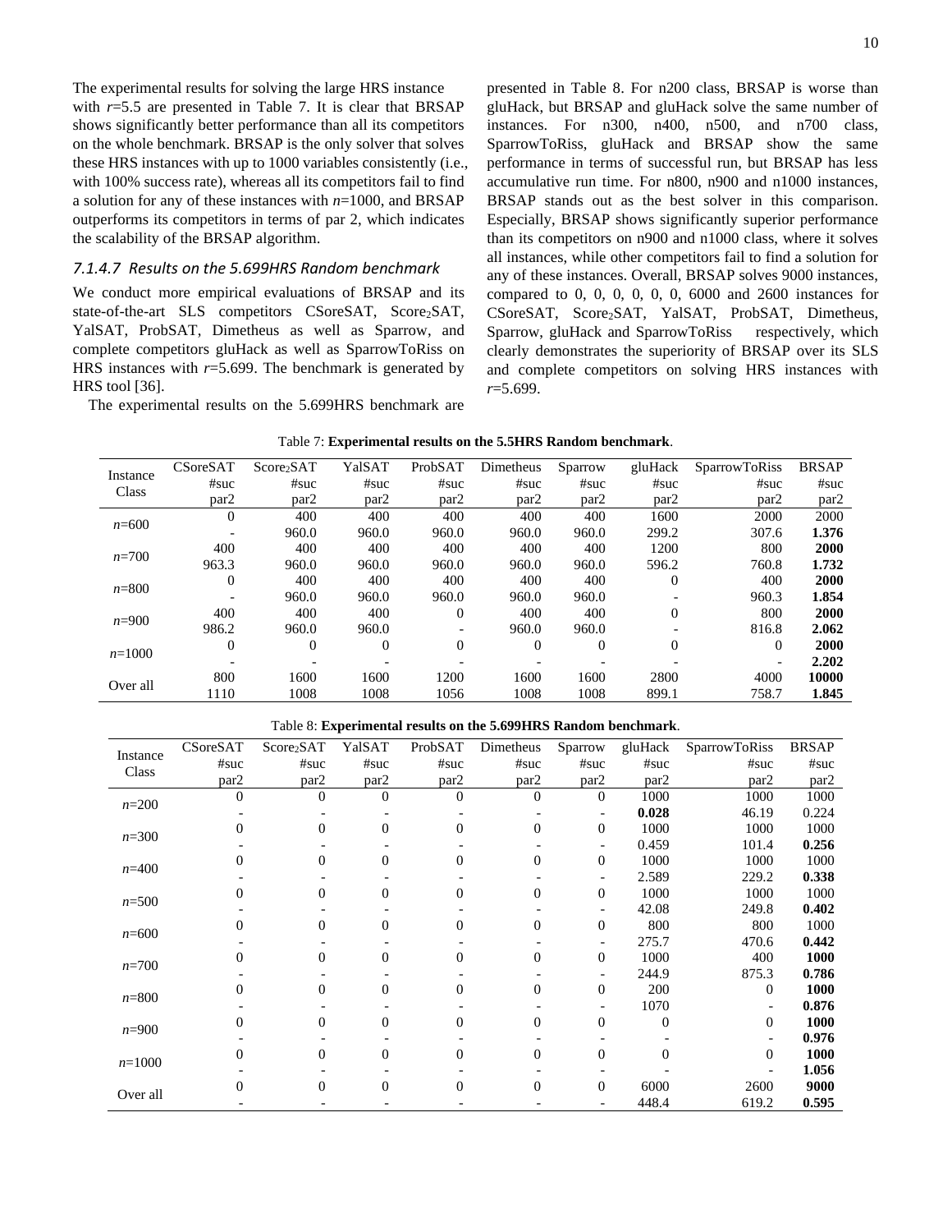The experimental results for solving the large HRS instance with $r$=5.5 are presented in Table 7. It is clear that BRSAP shows significantly better performance than all its competitors on the whole benchmark. BRSAP is the only solver that solves these HRS instances with up to 1000 variables consistently (i.e., with 100% success rate), whereas all its competitors fail to find a solution for any of these instances with $n$=1000, and BRSAP outperforms its competitors in terms of par 2, which indicates the scalability of the BRSAP algorithm.

#### *7.1.4.7 Results on the 5.699HRS Random benchmark*

We conduct more empirical evaluations of BRSAP and its state-of-the-art SLS competitors CSoreSAT, $Score_2SAT$, YalSAT, ProbSAT, Dimetheus as well as Sparrow, and complete competitors gluHack as well as SparrowToRiss on HRS instances with $r$=5.699. The benchmark is generated by HRS tool [36].

The experimental results on the 5.699HRS benchmark are presented in Table 8. For n200 class, BRSAP is worse than gluHack, but BRSAP and gluHack solve the same number of instances. For n300, n400, n500, and n700 class, SparrowToRiss, gluHack and BRSAP show the same performance in terms of successful run, but BRSAP has less accumulative run time. For n800, n900 and n1000 instances, BRSAP stands out as the best solver in this comparison. Especially, BRSAP shows significantly superior performance than its competitors on n900 and n1000 class, where it solves all instances, while other competitors fail to find a solution for any of these instances. Overall, BRSAP solves 9000 instances, compared to 0, 0, 0, 0, 0, 0, 6000 and 2600 instances for CSoreSAT, $Score_2SAT$, YalSAT, ProbSAT, Dimetheus, Sparrow, gluHack and SparrowToRiss respectively, which clearly demonstrates the superiority of BRSAP over its SLS and complete competitors on solving HRS instances with $r$=5.699.

Table 7: **Experimental results on the 5.5HRS Random benchmark**.

| Instance Class | CSoreSAT #suc par2 | $Score_2SAT$ #suc par2 | YalSAT #suc par2 | ProbSAT #suc par2 | Dimetheus #suc par2 | Sparrow #suc par2 | gluHack #suc par2 | SparrowToRiss #suc par2 | BRSAP #suc par2 |
|---|---|---|---|---|---|---|---|---|---|
| $n$=600 | 0 | 400 | 400 | 400 | 400 | 400 | 1600 | 2000 | 2000 |
| | - | 960.0 | 960.0 | 960.0 | 960.0 | 960.0 | 299.2 | 307.6 | **1.376** |
| $n$=700 | 400 | 400 | 400 | 400 | 400 | 400 | 1200 | 800 | **2000** |
| | 963.3 | 960.0 | 960.0 | 960.0 | 960.0 | 960.0 | 596.2 | 760.8 | **1.732** |
| $n$=800 | 0 | 400 | 400 | 400 | 400 | 400 | 0 | 400 | **2000** |
| | - | 960.0 | 960.0 | 960.0 | 960.0 | 960.0 | - | 960.3 | **1.854** |
| $n$=900 | 400 | 400 | 400 | 0 | 400 | 400 | 0 | 800 | **2000** |
| | 986.2 | 960.0 | 960.0 | - | 960.0 | 960.0 | - | 816.8 | **2.062** |
| $n$=1000 | 0 | 0 | 0 | 0 | 0 | 0 | 0 | 0 | **2000** |
| | - | - | - | - | - | - | - | - | **2.202** |
| Over all | 800 | 1600 | 1600 | 1200 | 1600 | 1600 | 2800 | 4000 | **10000** |
| | 1110 | 1008 | 1008 | 1056 | 1008 | 1008 | 899.1 | 758.7 | **1.845** |

Table 8: **Experimental results on the 5.699HRS Random benchmark**.

| Instance Class | CSoreSAT #suc par2 | $Score_2SAT$ #suc par2 | YalSAT #suc par2 | ProbSAT #suc par2 | Dimetheus #suc par2 | Sparrow #suc par2 | gluHack #suc par2 | SparrowToRiss #suc par2 | BRSAP #suc par2 |
|---|---|---|---|---|---|---|---|---|---|
| $n$=200 | 0 | 0 | 0 | 0 | 0 | 0 | 1000 | 1000 | 1000 |
| | - | - | - | - | - | - | **0.028** | 46.19 | 0.224 |
| $n$=300 | 0 | 0 | 0 | 0 | 0 | 0 | 1000 | 1000 | 1000 |
| | - | - | - | - | - | - | 0.459 | 101.4 | **0.256** |
| $n$=400 | 0 | 0 | 0 | 0 | 0 | 0 | 1000 | 1000 | 1000 |
| | - | - | - | - | - | - | 2.589 | 229.2 | **0.338** |
| $n$=500 | 0 | 0 | 0 | 0 | 0 | 0 | 1000 | 1000 | 1000 |
| | - | - | - | - | - | - | 42.08 | 249.8 | **0.402** |
| $n$=600 | 0 | 0 | 0 | 0 | 0 | 0 | 800 | 800 | 1000 |
| | - | - | - | - | - | - | 275.7 | 470.6 | **0.442** |
| $n$=700 | 0 | 0 | 0 | 0 | 0 | 0 | 1000 | 400 | **1000** |
| | - | - | - | - | - | - | 244.9 | 875.3 | **0.786** |
| $n$=800 | 0 | 0 | 0 | 0 | 0 | 0 | 200 | 0 | **1000** |
| | - | - | - | - | - | - | 1070 | - | **0.876** |
| $n$=900 | 0 | 0 | 0 | 0 | 0 | 0 | 0 | 0 | **1000** |
| | - | - | - | - | - | - | - | - | **0.976** |
| $n$=1000 | 0 | 0 | 0 | 0 | 0 | 0 | 0 | 0 | **1000** |
| | - | - | - | - | - | - | - | - | **1.056** |
| Over all | 0 | 0 | 0 | 0 | 0 | 0 | 6000 | 2600 | **9000** |
| | - | - | - | - | - | - | 448.4 | 619.2 | **0.595** |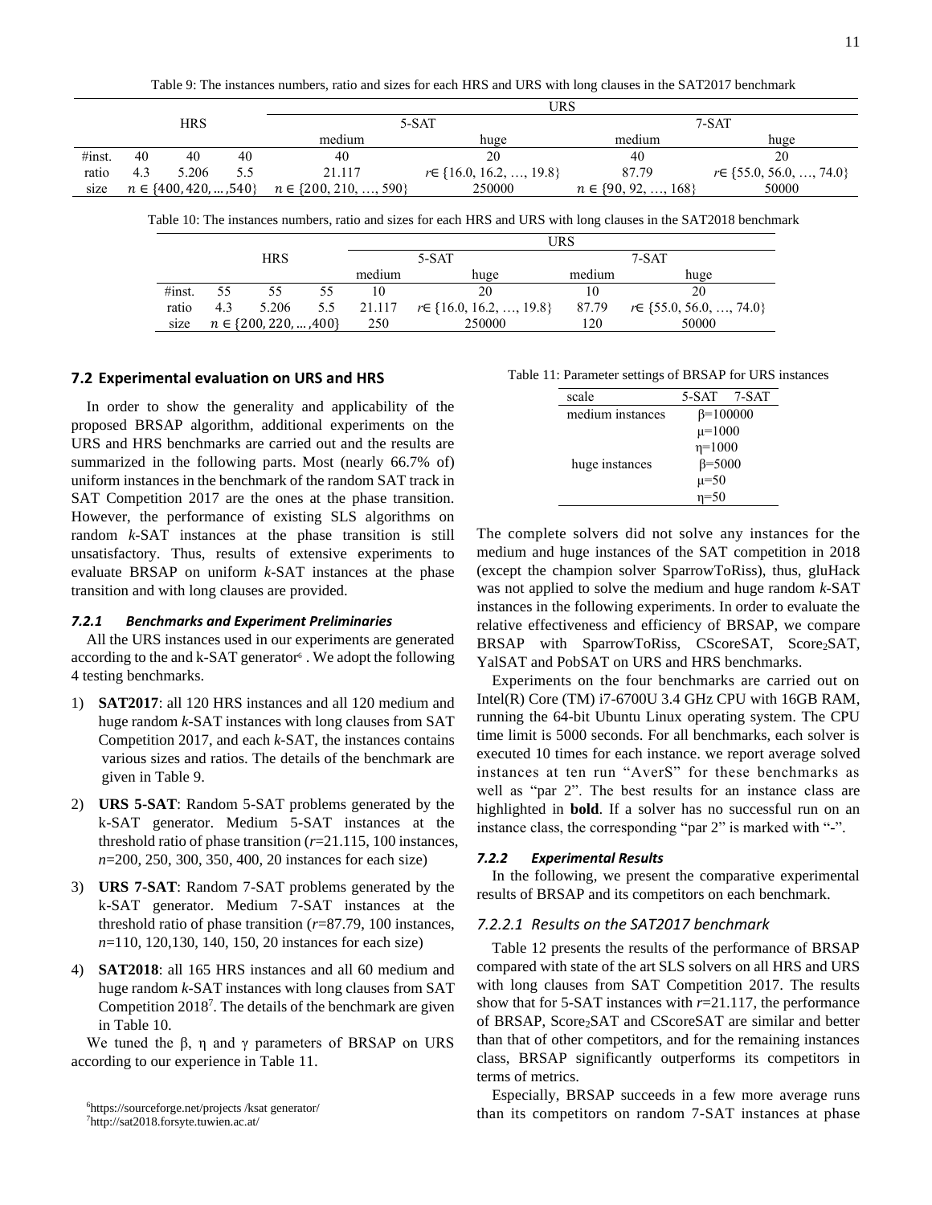Table 9: The instances numbers, ratio and sizes for each HRS and URS with long clauses in the SAT2017 benchmark

| | HRS | | | URS | | | |
|---|---|---|---|---|---|---|---|
| | | | | 5-SAT | | 7-SAT | |
| | | | | medium | huge | medium | huge |
| #inst. | 40 | 40 | 40 | 40 | 20 | 40 | 20 |
| ratio | 4.3 | 5.206 | 5.5 | 21.117 | $r\in\{16.0, 16.2, \ldots, 19.8\}$ | 87.79 | $r\in\{55.0, 56.0, \ldots, 74.0\}$ |
| size | $n \in \{400, 420, \ldots, 540\}$ | | $n \in \{200, 210, \ldots, 590\}$ | 250000 | | $n \in \{90, 92, \ldots, 168\}$ | 50000 |

Table 10: The instances numbers, ratio and sizes for each HRS and URS with long clauses in the SAT2018 benchmark

| | HRS | | | URS | | | |
|---|---|---|---|---|---|---|---|
| | | | | 5-SAT | | 7-SAT | |
| | | | | medium | huge | medium | huge |
| #inst. | 55 | 55 | 55 | 10 | 20 | 10 | 20 |
| ratio | 4.3 | 5.206 | 5.5 | 21.117 | $r\in\{16.0, 16.2, \ldots, 19.8\}$ | 87.79 | $r\in\{55.0, 56.0, \ldots, 74.0\}$ |
| size | $n \in \{200, 220, \ldots, 400\}$ | | | 250 | 250000 | 120 | 50000 |

## 7.2 Experimental evaluation on URS and HRS

In order to show the generality and applicability of the proposed BRSAP algorithm, additional experiments on the URS and HRS benchmarks are carried out and the results are summarized in the following parts. Most (nearly 66.7% of) uniform instances in the benchmark of the random SAT track in SAT Competition 2017 are the ones at the phase transition. However, the performance of existing SLS algorithms on random *k*-SAT instances at the phase transition is still unsatisfactory. Thus, results of extensive experiments to evaluate BRSAP on uniform *k*-SAT instances at the phase transition and with long clauses are provided.

### 7.2.1 Benchmarks and Experiment Preliminaries

All the URS instances used in our experiments are generated according to the and k-SAT generator[6] . We adopt the following 4 testing benchmarks.

1) **SAT2017**: all 120 HRS instances and all 120 medium and huge random *k*-SAT instances with long clauses from SAT Competition 2017, and each *k*-SAT, the instances contains various sizes and ratios. The details of the benchmark are given in Table 9.
2) **URS 5-SAT**: Random 5-SAT problems generated by the k-SAT generator. Medium 5-SAT instances at the threshold ratio of phase transition ($r$=21.115, 100 instances, $n$=200, 250, 300, 350, 400, 20 instances for each size)
3) **URS 7-SAT**: Random 7-SAT problems generated by the k-SAT generator. Medium 7-SAT instances at the threshold ratio of phase transition ($r$=87.79, 100 instances, $n$=110, 120,130, 140, 150, 20 instances for each size)
4) **SAT2018**: all 165 HRS instances and all 60 medium and huge random *k*-SAT instances with long clauses from SAT Competition 2018[7]. The details of the benchmark are given in Table 10.

We tuned the β, η and γ parameters of BRSAP on URS according to our experience in Table 11.

Table 11: Parameter settings of BRSAP for URS instances

| scale | 5-SAT 7-SAT |
|---|---|
| medium instances | β=100000 |
| | μ=1000 |
| | η=1000 |
| huge instances | β=5000 |
| | μ=50 |
| | η=50 |

The complete solvers did not solve any instances for the medium and huge instances of the SAT competition in 2018 (except the champion solver SparrowToRiss), thus, gluHack was not applied to solve the medium and huge random *k*-SAT instances in the following experiments. In order to evaluate the relative effectiveness and efficiency of BRSAP, we compare BRSAP with SparrowToRiss, CScoreSAT, $\text{Score}_2$SAT, YalSAT and PobSAT on URS and HRS benchmarks.

Experiments on the four benchmarks are carried out on Intel(R) Core (TM) i7-6700U 3.4 GHz CPU with 16GB RAM, running the 64-bit Ubuntu Linux operating system. The CPU time limit is 5000 seconds. For all benchmarks, each solver is executed 10 times for each instance. we report average solved instances at ten run "AverS" for these benchmarks as well as "par 2". The best results for an instance class are highlighted in **bold**. If a solver has no successful run on an instance class, the corresponding "par 2" is marked with "-".

### 7.2.2 Experimental Results

In the following, we present the comparative experimental results of BRSAP and its competitors on each benchmark.

#### 7.2.2.1 Results on the SAT2017 benchmark

Table 12 presents the results of the performance of BRSAP compared with state of the art SLS solvers on all HRS and URS with long clauses from SAT Competition 2017. The results show that for 5-SAT instances with $r$=21.117, the performance of BRSAP, $\text{Score}_2$SAT and CScoreSAT are similar and better than that of other competitors, and for the remaining instances class, BRSAP significantly outperforms its competitors in terms of metrics.

Especially, BRSAP succeeds in a few more average runs than its competitors on random 7-SAT instances at phase

[6]https://sourceforge.net/projects /ksat generator/
[7]http://sat2018.forsyte.tuwien.ac.at/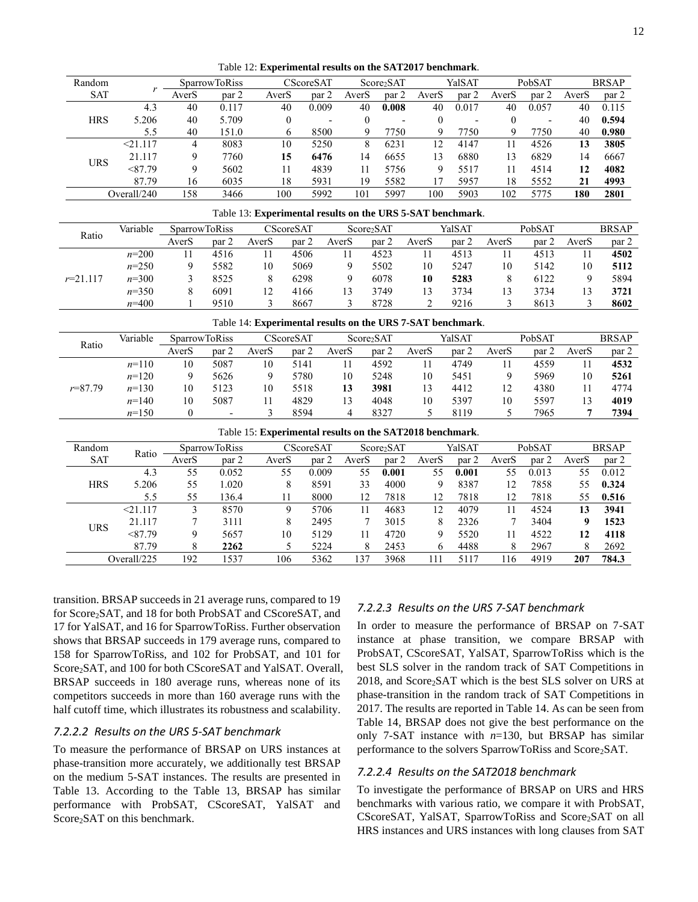Table 12: **Experimental results on the SAT2017 benchmark**.

| Random SAT | $r$ | SparrowToRiss | | CScoreSAT | | Score$_2$SAT | | YalSAT | | PobSAT | | BRSAP | |
|---|---|---|---|---|---|---|---|---|---|---|---|---|---|
| | | AverS | par 2 | AverS | par 2 | AverS | par 2 | AverS | par 2 | AverS | par 2 | AverS | par 2 |
| HRS | 4.3 | 40 | 0.117 | 40 | 0.009 | 40 | **0.008** | 40 | 0.017 | 40 | 0.057 | 40 | 0.115 |
| | 5.206 | 40 | 5.709 | 0 | - | 0 | - | 0 | - | 0 | - | 40 | **0.594** |
| | 5.5 | 40 | 151.0 | 6 | 8500 | 9 | 7750 | 9 | 7750 | 9 | 7750 | 40 | **0.980** |
| URS | <21.117 | 4 | 8083 | 10 | 5250 | 8 | 6231 | 12 | 4147 | 11 | 4526 | **13** | **3805** |
| | 21.117 | 9 | 7760 | **15** | **6476** | 14 | 6655 | 13 | 6880 | 13 | 6829 | 14 | 6667 |
| | <87.79 | 9 | 5602 | 11 | 4839 | 11 | 5756 | 9 | 5517 | 11 | 4514 | **12** | **4082** |
| | 87.79 | 16 | 6035 | 18 | 5931 | 19 | 5582 | 17 | 5957 | 18 | 5552 | **21** | **4993** |
| Overall/240 | | 158 | 3466 | 100 | 5992 | 101 | 5997 | 100 | 5903 | 102 | 5775 | **180** | **2801** |

Table 13: **Experimental results on the URS 5-SAT benchmark**.

| Ratio | Variable | SparrowToRiss | | CScoreSAT | | Score$_2$SAT | | YalSAT | | PobSAT | | BRSAP | |
|---|---|---|---|---|---|---|---|---|---|---|---|---|---|
| | | AverS | par 2 | AverS | par 2 | AverS | par 2 | AverS | par 2 | AverS | par 2 | AverS | par 2 |
| $r$=21.117 | $n$=200 | 11 | 4516 | 11 | 4506 | 11 | 4523 | 11 | 4513 | 11 | 4513 | 11 | **4502** |
| | $n$=250 | 9 | 5582 | 10 | 5069 | 9 | 5502 | 10 | 5247 | 10 | 5142 | 10 | **5112** |
| | $n$=300 | 3 | 8525 | 8 | 6298 | 9 | 6078 | **10** | **5283** | 8 | 6122 | 9 | 5894 |
| | $n$=350 | 8 | 6091 | 12 | 4166 | 13 | 3749 | 13 | 3734 | 13 | 3734 | 13 | **3721** |
| | $n$=400 | 1 | 9510 | 3 | 8667 | 3 | 8728 | 2 | 9216 | 3 | 8613 | 3 | **8602** |

Table 14: **Experimental results on the URS 7-SAT benchmark**.

| Ratio | Variable | SparrowToRiss | | CScoreSAT | | Score$_2$SAT | | YalSAT | | PobSAT | | BRSAP | |
|---|---|---|---|---|---|---|---|---|---|---|---|---|---|
| | | AverS | par 2 | AverS | par 2 | AverS | par 2 | AverS | par 2 | AverS | par 2 | AverS | par 2 |
| $r$=87.79 | $n$=110 | 10 | 5087 | 10 | 5141 | 11 | 4592 | 11 | 4749 | 11 | 4559 | 11 | **4532** |
| | $n$=120 | 9 | 5626 | 9 | 5780 | 10 | 5248 | 10 | 5451 | 9 | 5969 | 10 | **5261** |
| | $n$=130 | 10 | 5123 | 10 | 5518 | **13** | **3981** | 13 | 4412 | 12 | 4380 | 11 | 4774 |
| | $n$=140 | 10 | 5087 | 11 | 4829 | 13 | 4048 | 10 | 5397 | 10 | 5597 | 13 | **4019** |
| | $n$=150 | 0 | - | 3 | 8594 | 4 | 8327 | 5 | 8119 | 5 | 7965 | **7** | **7394** |

Table 15: **Experimental results on the SAT2018 benchmark**.

| Random SAT | Ratio | SparrowToRiss | | CScoreSAT | | Score$_2$SAT | | YalSAT | | PobSAT | | BRSAP | |
|---|---|---|---|---|---|---|---|---|---|---|---|---|---|
| | | AverS | par 2 | AverS | par 2 | AverS | par 2 | AverS | par 2 | AverS | par 2 | AverS | par 2 |
| HRS | 4.3 | 55 | 0.052 | 55 | 0.009 | 55 | **0.001** | 55 | **0.001** | 55 | 0.013 | 55 | 0.012 |
| | 5.206 | 55 | 1.020 | 8 | 8591 | 33 | 4000 | 9 | 8387 | 12 | 7858 | 55 | **0.324** |
| | 5.5 | 55 | 136.4 | 11 | 8000 | 12 | 7818 | 12 | 7818 | 12 | 7818 | 55 | **0.516** |
| URS | <21.117 | 3 | 8570 | 9 | 5706 | 11 | 4683 | 12 | 4079 | 11 | 4524 | **13** | **3941** |
| | 21.117 | 7 | 3111 | 8 | 2495 | 7 | 3015 | 8 | 2326 | 7 | 3404 | **9** | **1523** |
| | <87.79 | 9 | 5657 | 10 | 5129 | 11 | 4720 | 9 | 5520 | 11 | 4522 | **12** | **4118** |
| | 87.79 | 8 | **2262** | 5 | 5224 | 8 | 2453 | 6 | 4488 | 8 | 2967 | 8 | 2692 |
| Overall/225 | | 192 | 1537 | 106 | 5362 | 137 | 3968 | 111 | 5117 | 116 | 4919 | **207** | **784.3** |

transition. BRSAP succeeds in 21 average runs, compared to 19 for Score$_2$SAT, and 18 for both ProbSAT and CScoreSAT, and 17 for YalSAT, and 16 for SparrowToRiss. Further observation shows that BRSAP succeeds in 179 average runs, compared to 158 for SparrowToRiss, and 102 for ProbSAT, and 101 for Score$_2$SAT, and 100 for both CScoreSAT and YalSAT. Overall, BRSAP succeeds in 180 average runs, whereas none of its competitors succeeds in more than 160 average runs with the half cutoff time, which illustrates its robustness and scalability.

#### *7.2.2.2 Results on the URS 5-SAT benchmark*

To measure the performance of BRSAP on URS instances at phase-transition more accurately, we additionally test BRSAP on the medium 5-SAT instances. The results are presented in Table 13. According to the Table 13, BRSAP has similar performance with ProbSAT, CScoreSAT, YalSAT and Score$_2$SAT on this benchmark.

#### *7.2.2.3 Results on the URS 7-SAT benchmark*

In order to measure the performance of BRSAP on 7-SAT instance at phase transition, we compare BRSAP with ProbSAT, CScoreSAT, YalSAT, SparrowToRiss which is the best SLS solver in the random track of SAT Competitions in 2018, and Score$_2$SAT which is the best SLS solver on URS at phase-transition in the random track of SAT Competitions in 2017. The results are reported in Table 14. As can be seen from Table 14, BRSAP does not give the best performance on the only 7-SAT instance with $n$=130, but BRSAP has similar performance to the solvers SparrowToRiss and Score$_2$SAT.

#### *7.2.2.4 Results on the SAT2018 benchmark*

To investigate the performance of BRSAP on URS and HRS benchmarks with various ratio, we compare it with ProbSAT, CScoreSAT, YalSAT, SparrowToRiss and Score$_2$SAT on all HRS instances and URS instances with long clauses from SAT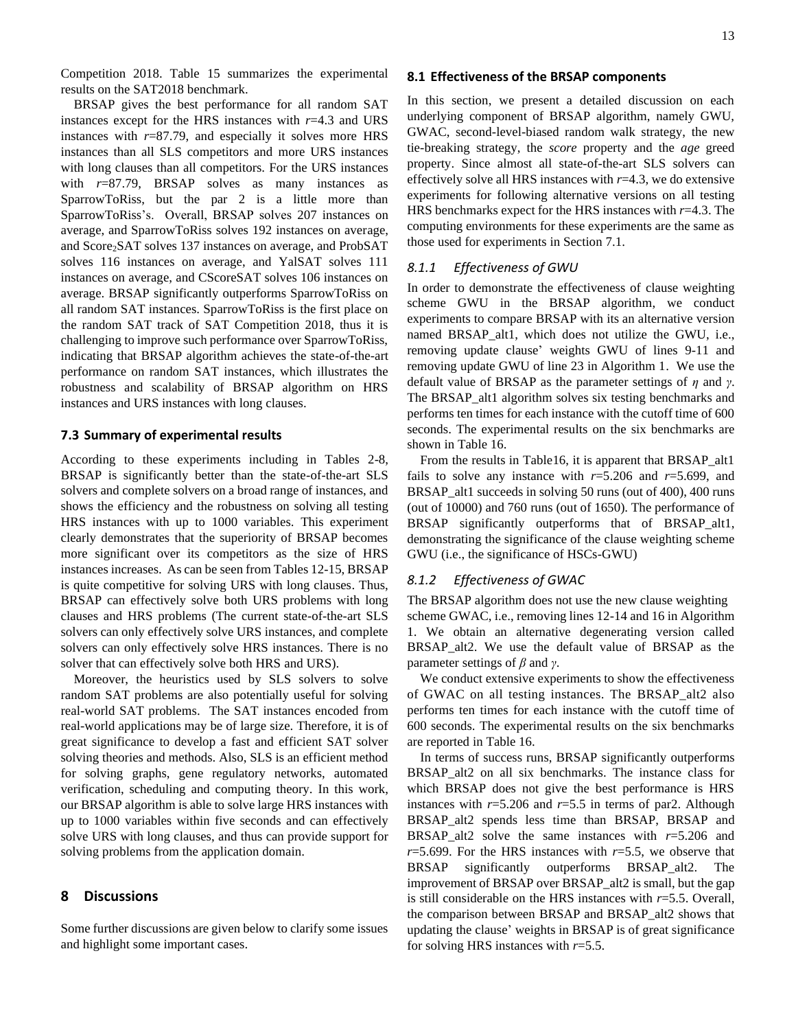Competition 2018. Table 15 summarizes the experimental results on the SAT2018 benchmark.

BRSAP gives the best performance for all random SAT instances except for the HRS instances with *r*=4.3 and URS instances with *r*=87.79, and especially it solves more HRS instances than all SLS competitors and more URS instances with long clauses than all competitors. For the URS instances with *r*=87.79, BRSAP solves as many instances as SparrowToRiss, but the par 2 is a little more than SparrowToRiss's. Overall, BRSAP solves 207 instances on average, and SparrowToRiss solves 192 instances on average, and $Score_2SAT$ solves 137 instances on average, and ProbSAT solves 116 instances on average, and YalSAT solves 111 instances on average, and CScoreSAT solves 106 instances on average. BRSAP significantly outperforms SparrowToRiss on all random SAT instances. SparrowToRiss is the first place on the random SAT track of SAT Competition 2018, thus it is challenging to improve such performance over SparrowToRiss, indicating that BRSAP algorithm achieves the state-of-the-art performance on random SAT instances, which illustrates the robustness and scalability of BRSAP algorithm on HRS instances and URS instances with long clauses.

### 7.3 Summary of experimental results

According to these experiments including in Tables 2-8, BRSAP is significantly better than the state-of-the-art SLS solvers and complete solvers on a broad range of instances, and shows the efficiency and the robustness on solving all testing HRS instances with up to 1000 variables. This experiment clearly demonstrates that the superiority of BRSAP becomes more significant over its competitors as the size of HRS instances increases. As can be seen from Tables 12-15, BRSAP is quite competitive for solving URS with long clauses. Thus, BRSAP can effectively solve both URS problems with long clauses and HRS problems (The current state-of-the-art SLS solvers can only effectively solve URS instances, and complete solvers can only effectively solve HRS instances. There is no solver that can effectively solve both HRS and URS).

Moreover, the heuristics used by SLS solvers to solve random SAT problems are also potentially useful for solving real-world SAT problems. The SAT instances encoded from real-world applications may be of large size. Therefore, it is of great significance to develop a fast and efficient SAT solver solving theories and methods. Also, SLS is an efficient method for solving graphs, gene regulatory networks, automated verification, scheduling and computing theory. In this work, our BRSAP algorithm is able to solve large HRS instances with up to 1000 variables within five seconds and can effectively solve URS with long clauses, and thus can provide support for solving problems from the application domain.

## 8 Discussions

Some further discussions are given below to clarify some issues and highlight some important cases.

### 8.1 Effectiveness of the BRSAP components

In this section, we present a detailed discussion on each underlying component of BRSAP algorithm, namely GWU, GWAC, second-level-biased random walk strategy, the new tie-breaking strategy, the *score* property and the *age* greed property. Since almost all state-of-the-art SLS solvers can effectively solve all HRS instances with *r*=4.3, we do extensive experiments for following alternative versions on all testing HRS benchmarks expect for the HRS instances with *r*=4.3. The computing environments for these experiments are the same as those used for experiments in Section 7.1.

#### *8.1.1 Effectiveness of GWU*

In order to demonstrate the effectiveness of clause weighting scheme GWU in the BRSAP algorithm, we conduct experiments to compare BRSAP with its an alternative version named BRSAP_alt1, which does not utilize the GWU, i.e., removing update clause' weights GWU of lines 9-11 and removing update GWU of line 23 in Algorithm 1. We use the default value of BRSAP as the parameter settings of $\eta$ and $\gamma$. The BRSAP_alt1 algorithm solves six testing benchmarks and performs ten times for each instance with the cutoff time of 600 seconds. The experimental results on the six benchmarks are shown in Table 16.

From the results in Table16, it is apparent that BRSAP_alt1 fails to solve any instance with *r*=5.206 and *r*=5.699, and BRSAP_alt1 succeeds in solving 50 runs (out of 400), 400 runs (out of 10000) and 760 runs (out of 1650). The performance of BRSAP significantly outperforms that of BRSAP_alt1, demonstrating the significance of the clause weighting scheme GWU (i.e., the significance of HSCs-GWU)

#### *8.1.2 Effectiveness of GWAC*

The BRSAP algorithm does not use the new clause weighting scheme GWAC, i.e., removing lines 12-14 and 16 in Algorithm 1. We obtain an alternative degenerating version called BRSAP_alt2. We use the default value of BRSAP as the parameter settings of $\beta$ and $\gamma$.

We conduct extensive experiments to show the effectiveness of GWAC on all testing instances. The BRSAP_alt2 also performs ten times for each instance with the cutoff time of 600 seconds. The experimental results on the six benchmarks are reported in Table 16.

In terms of success runs, BRSAP significantly outperforms BRSAP_alt2 on all six benchmarks. The instance class for which BRSAP does not give the best performance is HRS instances with *r*=5.206 and *r*=5.5 in terms of par2. Although BRSAP_alt2 spends less time than BRSAP, BRSAP and BRSAP_alt2 solve the same instances with *r*=5.206 and *r*=5.699. For the HRS instances with *r*=5.5, we observe that BRSAP significantly outperforms BRSAP_alt2. The improvement of BRSAP over BRSAP_alt2 is small, but the gap is still considerable on the HRS instances with *r*=5.5. Overall, the comparison between BRSAP and BRSAP_alt2 shows that updating the clause' weights in BRSAP is of great significance for solving HRS instances with *r*=5.5.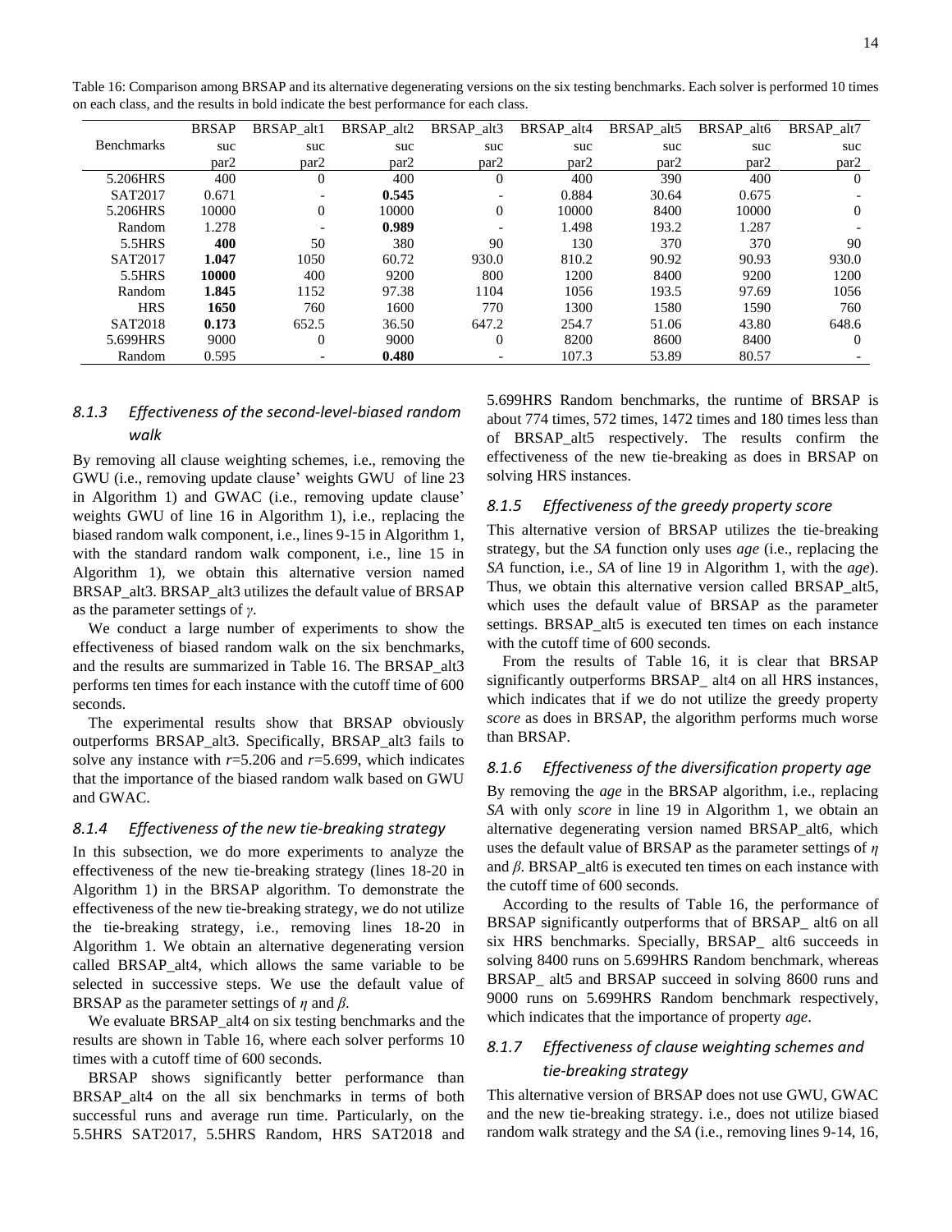Table 16: Comparison among BRSAP and its alternative degenerating versions on the six testing benchmarks. Each solver is performed 10 times on each class, and the results in bold indicate the best performance for each class.

| Benchmarks | BRSAP | BRSAP_alt1 | BRSAP_alt2 | BRSAP_alt3 | BRSAP_alt4 | BRSAP_alt5 | BRSAP_alt6 | BRSAP_alt7 |
|---|---|---|---|---|---|---|---|---|
| | suc | suc | suc | suc | suc | suc | suc | suc |
| | par2 | par2 | par2 | par2 | par2 | par2 | par2 | par2 |
| 5.206HRS | 400 | 0 | 400 | 0 | 400 | 390 | 400 | 0 |
| SAT2017 | 0.671 | - | **0.545** | - | 0.884 | 30.64 | 0.675 | - |
| 5.206HRS | 10000 | 0 | 10000 | 0 | 10000 | 8400 | 10000 | 0 |
| Random | 1.278 | - | **0.989** | - | 1.498 | 193.2 | 1.287 | - |
| 5.5HRS | **400** | 50 | 380 | 90 | 130 | 370 | 370 | 90 |
| SAT2017 | **1.047** | 1050 | 60.72 | 930.0 | 810.2 | 90.92 | 90.93 | 930.0 |
| 5.5HRS | **10000** | 400 | 9200 | 800 | 1200 | 8400 | 9200 | 1200 |
| Random | **1.845** | 1152 | 97.38 | 1104 | 1056 | 193.5 | 97.69 | 1056 |
| HRS | **1650** | 760 | 1600 | 770 | 1300 | 1580 | 1590 | 760 |
| SAT2018 | **0.173** | 652.5 | 36.50 | 647.2 | 254.7 | 51.06 | 43.80 | 648.6 |
| 5.699HRS | 9000 | 0 | 9000 | 0 | 8200 | 8600 | 8400 | 0 |
| Random | 0.595 | - | **0.480** | - | 107.3 | 53.89 | 80.57 | - |

### 8.1.3 Effectiveness of the second-level-biased random walk

By removing all clause weighting schemes, i.e., removing the GWU (i.e., removing update clause' weights GWU of line 23 in Algorithm 1) and GWAC (i.e., removing update clause' weights GWU of line 16 in Algorithm 1), i.e., replacing the biased random walk component, i.e., lines 9-15 in Algorithm 1, with the standard random walk component, i.e., line 15 in Algorithm 1), we obtain this alternative version named BRSAP_alt3. BRSAP_alt3 utilizes the default value of BRSAP as the parameter settings of $\gamma$.

We conduct a large number of experiments to show the effectiveness of biased random walk on the six benchmarks, and the results are summarized in Table 16. The BRSAP_alt3 performs ten times for each instance with the cutoff time of 600 seconds.

The experimental results show that BRSAP obviously outperforms BRSAP_alt3. Specifically, BRSAP_alt3 fails to solve any instance with $r$=5.206 and $r$=5.699, which indicates that the importance of the biased random walk based on GWU and GWAC.

### 8.1.4 Effectiveness of the new tie-breaking strategy

In this subsection, we do more experiments to analyze the effectiveness of the new tie-breaking strategy (lines 18-20 in Algorithm 1) in the BRSAP algorithm. To demonstrate the effectiveness of the new tie-breaking strategy, we do not utilize the tie-breaking strategy, i.e., removing lines 18-20 in Algorithm 1. We obtain an alternative degenerating version called BRSAP_alt4, which allows the same variable to be selected in successive steps. We use the default value of BRSAP as the parameter settings of $\eta$ and $\beta$.

We evaluate BRSAP_alt4 on six testing benchmarks and the results are shown in Table 16, where each solver performs 10 times with a cutoff time of 600 seconds.

BRSAP shows significantly better performance than BRSAP_alt4 on the all six benchmarks in terms of both successful runs and average run time. Particularly, on the 5.5HRS SAT2017, 5.5HRS Random, HRS SAT2018 and 5.699HRS Random benchmarks, the runtime of BRSAP is about 774 times, 572 times, 1472 times and 180 times less than of BRSAP_alt5 respectively. The results confirm the effectiveness of the new tie-breaking as does in BRSAP on solving HRS instances.

### 8.1.5 Effectiveness of the greedy property score

This alternative version of BRSAP utilizes the tie-breaking strategy, but the *SA* function only uses *age* (i.e., replacing the *SA* function, i.e., *SA* of line 19 in Algorithm 1, with the *age*). Thus, we obtain this alternative version called BRSAP_alt5, which uses the default value of BRSAP as the parameter settings. BRSAP_alt5 is executed ten times on each instance with the cutoff time of 600 seconds.

From the results of Table 16, it is clear that BRSAP significantly outperforms BRSAP_ alt4 on all HRS instances, which indicates that if we do not utilize the greedy property *score* as does in BRSAP, the algorithm performs much worse than BRSAP.

### 8.1.6 Effectiveness of the diversification property age

By removing the *age* in the BRSAP algorithm, i.e., replacing *SA* with only *score* in line 19 in Algorithm 1, we obtain an alternative degenerating version named BRSAP_alt6, which uses the default value of BRSAP as the parameter settings of $\eta$ and $\beta$. BRSAP_alt6 is executed ten times on each instance with the cutoff time of 600 seconds.

According to the results of Table 16, the performance of BRSAP significantly outperforms that of BRSAP_ alt6 on all six HRS benchmarks. Specially, BRSAP_ alt6 succeeds in solving 8400 runs on 5.699HRS Random benchmark, whereas BRSAP_ alt5 and BRSAP succeed in solving 8600 runs and 9000 runs on 5.699HRS Random benchmark respectively, which indicates that the importance of property *age*.

### 8.1.7 Effectiveness of clause weighting schemes and tie-breaking strategy

This alternative version of BRSAP does not use GWU, GWAC and the new tie-breaking strategy. i.e., does not utilize biased random walk strategy and the *SA* (i.e., removing lines 9-14, 16,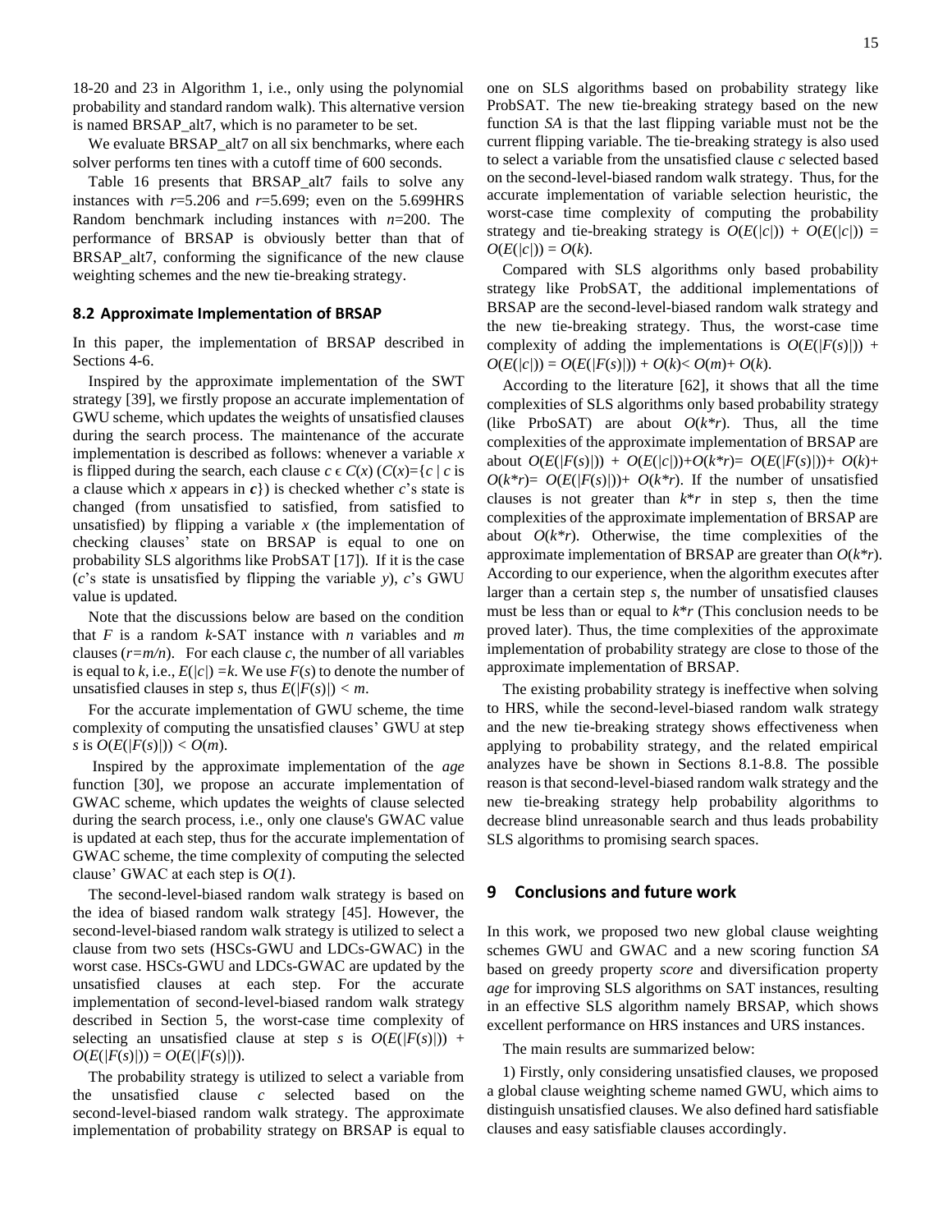18-20 and 23 in Algorithm 1, i.e., only using the polynomial probability and standard random walk). This alternative version is named BRSAP_alt7, which is no parameter to be set.

We evaluate BRSAP_alt7 on all six benchmarks, where each solver performs ten tines with a cutoff time of 600 seconds.

Table 16 presents that BRSAP_alt7 fails to solve any instances with $r$=5.206 and $r$=5.699; even on the 5.699HRS Random benchmark including instances with $n$=200. The performance of BRSAP is obviously better than that of BRSAP_alt7, conforming the significance of the new clause weighting schemes and the new tie-breaking strategy.

## 8.2 Approximate Implementation of BRSAP

In this paper, the implementation of BRSAP described in Sections 4-6.

Inspired by the approximate implementation of the SWT strategy [39], we firstly propose an accurate implementation of GWU scheme, which updates the weights of unsatisfied clauses during the search process. The maintenance of the accurate implementation is described as follows: whenever a variable $x$ is flipped during the search, each clause $c \in C(x)$ ($C(x)$={$c$ | $c$ is a clause which $x$ appears in $\boldsymbol{c}$}) is checked whether $c$'s state is changed (from unsatisfied to satisfied, from satisfied to unsatisfied) by flipping a variable $x$ (the implementation of checking clauses' state on BRSAP is equal to one on probability SLS algorithms like ProbSAT [17]). If it is the case ($c$'s state is unsatisfied by flipping the variable $y$), $c$'s GWU value is updated.

Note that the discussions below are based on the condition that $F$ is a random $k$-SAT instance with $n$ variables and $m$ clauses ($r$=$m/n$). For each clause $c$, the number of all variables is equal to $k$, i.e., $E(|c|)=k$. We use $F(s)$ to denote the number of unsatisfied clauses in step $s$, thus $E(|F(s)|) < m$.

For the accurate implementation of GWU scheme, the time complexity of computing the unsatisfied clauses' GWU at step $s$ is $O(E(|F(s)|)) < O(m)$.

Inspired by the approximate implementation of the *age* function [30], we propose an accurate implementation of GWAC scheme, which updates the weights of clause selected during the search process, i.e., only one clause's GWAC value is updated at each step, thus for the accurate implementation of GWAC scheme, the time complexity of computing the selected clause' GWAC at each step is $O(1)$.

The second-level-biased random walk strategy is based on the idea of biased random walk strategy [45]. However, the second-level-biased random walk strategy is utilized to select a clause from two sets (HSCs-GWU and LDCs-GWAC) in the worst case. HSCs-GWU and LDCs-GWAC are updated by the unsatisfied clauses at each step. For the accurate implementation of second-level-biased random walk strategy described in Section 5, the worst-case time complexity of selecting an unsatisfied clause at step $s$ is $O(E(|F(s)|))$ + $O(E(|F(s)|)) = O(E(|F(s)|))$.

The probability strategy is utilized to select a variable from the unsatisfied clause $c$ selected based on the second-level-biased random walk strategy. The approximate implementation of probability strategy on BRSAP is equal to one on SLS algorithms based on probability strategy like ProbSAT. The new tie-breaking strategy based on the new function *SA* is that the last flipping variable must not be the current flipping variable. The tie-breaking strategy is also used to select a variable from the unsatisfied clause $c$ selected based on the second-level-biased random walk strategy. Thus, for the accurate implementation of variable selection heuristic, the worst-case time complexity of computing the probability strategy and tie-breaking strategy is $O(E(|c|))$ + $O(E(|c|))$ = $O(E(|c|)) = O(k)$.

Compared with SLS algorithms only based probability strategy like ProbSAT, the additional implementations of BRSAP are the second-level-biased random walk strategy and the new tie-breaking strategy. Thus, the worst-case time complexity of adding the implementations is $O(E(|F(s)|))$ + $O(E(|c|)) = O(E(|F(s)|)) + O(k) < O(m) + O(k)$.

According to the literature [62], it shows that all the time complexities of SLS algorithms only based probability strategy (like PrboSAT) are about $O(k*r)$. Thus, all the time complexities of the approximate implementation of BRSAP are about $O(E(|F(s)|))$ + $O(E(|c|))+O(k*r)$= $O(E(|F(s)|))$+ $O(k)$+ $O(k*r)$= $O(E(|F(s)|))$+ $O(k*r)$. If the number of unsatisfied clauses is not greater than $k*r$ in step $s$, then the time complexities of the approximate implementation of BRSAP are about $O(k*r)$. Otherwise, the time complexities of the approximate implementation of BRSAP are greater than $O(k*r)$. According to our experience, when the algorithm executes after larger than a certain step $s$, the number of unsatisfied clauses must be less than or equal to $k*r$ (This conclusion needs to be proved later). Thus, the time complexities of the approximate implementation of probability strategy are close to those of the approximate implementation of BRSAP.

The existing probability strategy is ineffective when solving to HRS, while the second-level-biased random walk strategy and the new tie-breaking strategy shows effectiveness when applying to probability strategy, and the related empirical analyzes have be shown in Sections 8.1-8.8. The possible reason is that second-level-biased random walk strategy and the new tie-breaking strategy help probability algorithms to decrease blind unreasonable search and thus leads probability SLS algorithms to promising search spaces.

# 9 Conclusions and future work

In this work, we proposed two new global clause weighting schemes GWU and GWAC and a new scoring function *SA* based on greedy property *score* and diversification property *age* for improving SLS algorithms on SAT instances, resulting in an effective SLS algorithm namely BRSAP, which shows excellent performance on HRS instances and URS instances.

The main results are summarized below:

1) Firstly, only considering unsatisfied clauses, we proposed a global clause weighting scheme named GWU, which aims to distinguish unsatisfied clauses. We also defined hard satisfiable clauses and easy satisfiable clauses accordingly.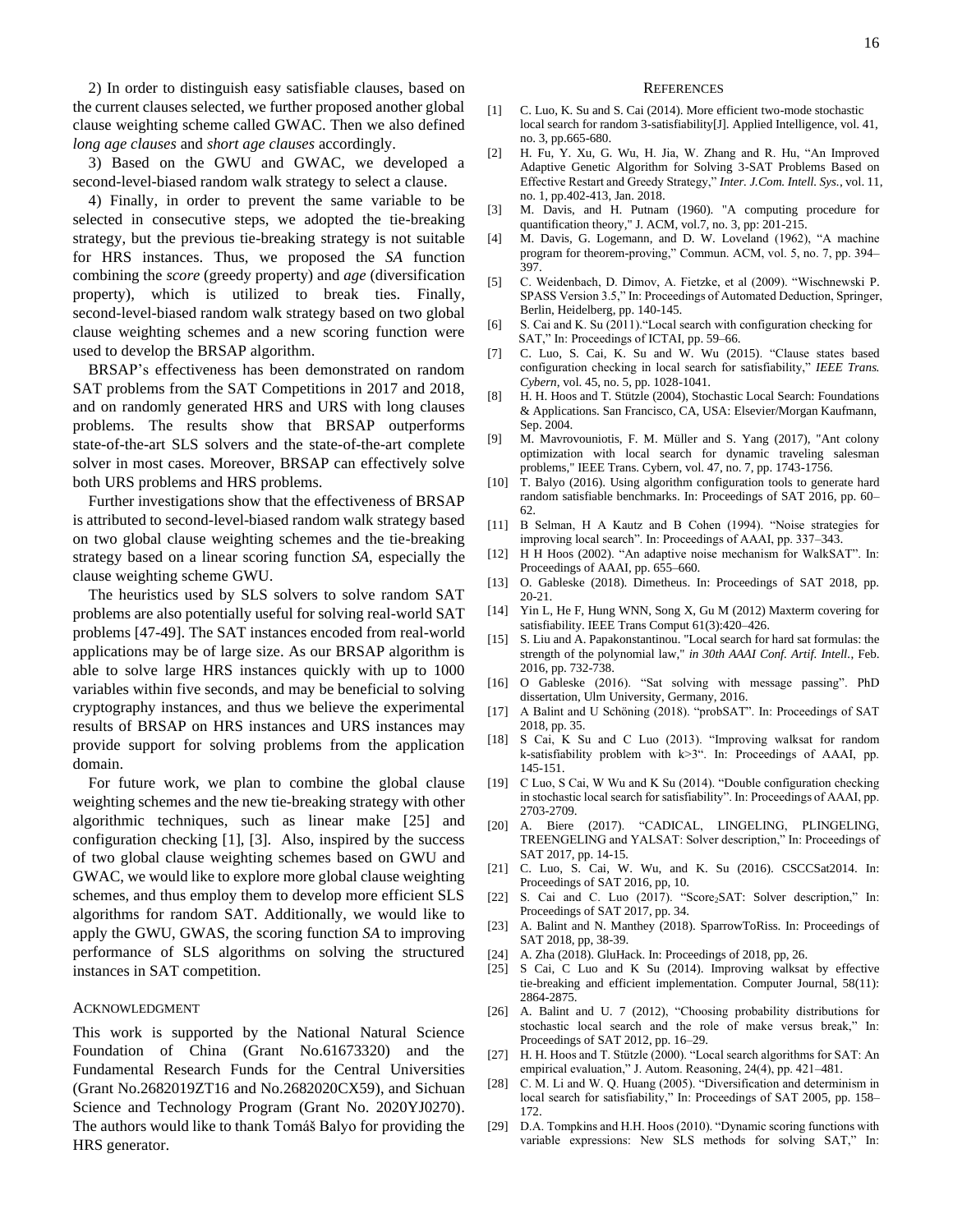2) In order to distinguish easy satisfiable clauses, based on the current clauses selected, we further proposed another global clause weighting scheme called GWAC. Then we also defined *long age clauses* and *short age clauses* accordingly.

3) Based on the GWU and GWAC, we developed a second-level-biased random walk strategy to select a clause.

4) Finally, in order to prevent the same variable to be selected in consecutive steps, we adopted the tie-breaking strategy, but the previous tie-breaking strategy is not suitable for HRS instances. Thus, we proposed the *SA* function combining the *score* (greedy property) and *age* (diversification property), which is utilized to break ties. Finally, second-level-biased random walk strategy based on two global clause weighting schemes and a new scoring function were used to develop the BRSAP algorithm.

BRSAP's effectiveness has been demonstrated on random SAT problems from the SAT Competitions in 2017 and 2018, and on randomly generated HRS and URS with long clauses problems. The results show that BRSAP outperforms state-of-the-art SLS solvers and the state-of-the-art complete solver in most cases. Moreover, BRSAP can effectively solve both URS problems and HRS problems.

Further investigations show that the effectiveness of BRSAP is attributed to second-level-biased random walk strategy based on two global clause weighting schemes and the tie-breaking strategy based on a linear scoring function *SA*, especially the clause weighting scheme GWU.

The heuristics used by SLS solvers to solve random SAT problems are also potentially useful for solving real-world SAT problems [47-49]. The SAT instances encoded from real-world applications may be of large size. As our BRSAP algorithm is able to solve large HRS instances quickly with up to 1000 variables within five seconds, and may be beneficial to solving cryptography instances, and thus we believe the experimental results of BRSAP on HRS instances and URS instances may provide support for solving problems from the application domain.

For future work, we plan to combine the global clause weighting schemes and the new tie-breaking strategy with other algorithmic techniques, such as linear make [25] and configuration checking [1], [3]. Also, inspired by the success of two global clause weighting schemes based on GWU and GWAC, we would like to explore more global clause weighting schemes, and thus employ them to develop more efficient SLS algorithms for random SAT. Additionally, we would like to apply the GWU, GWAS, the scoring function *SA* to improving performance of SLS algorithms on solving the structured instances in SAT competition.

## Acknowledgment

This work is supported by the National Natural Science Foundation of China (Grant No.61673320) and the Fundamental Research Funds for the Central Universities (Grant No.2682019ZT16 and No.2682020CX59), and Sichuan Science and Technology Program (Grant No. 2020YJ0270). The authors would like to thank Tomáš Balyo for providing the HRS generator.

## References

[1] C. Luo, K. Su and S. Cai (2014). More efficient two-mode stochastic local search for random 3-satisfiability[J]. Applied Intelligence, vol. 41, no. 3, pp.665-680.

[2] H. Fu, Y. Xu, G. Wu, H. Jia, W. Zhang and R. Hu, "An Improved Adaptive Genetic Algorithm for Solving 3-SAT Problems Based on Effective Restart and Greedy Strategy," *Inter. J.Com. Intell. Sys.*, vol. 11, no. 1, pp.402-413, Jan. 2018.

[3] M. Davis, and H. Putnam (1960). "A computing procedure for quantification theory," J. ACM, vol.7, no. 3, pp: 201-215.

[4] M. Davis, G. Logemann, and D. W. Loveland (1962), "A machine program for theorem-proving," Commun. ACM, vol. 5, no. 7, pp. 394–397.

[5] C. Weidenbach, D. Dimov, A. Fietzke, et al (2009). "Wischnewski P. SPASS Version 3.5," In: Proceedings of Automated Deduction, Springer, Berlin, Heidelberg, pp. 140-145.

[6] S. Cai and K. Su (2011)."Local search with configuration checking for SAT," In: Proceedings of ICTAI, pp. 59–66.

[7] C. Luo, S. Cai, K. Su and W. Wu (2015). "Clause states based configuration checking in local search for satisfiability," *IEEE Trans. Cybern*, vol. 45, no. 5, pp. 1028-1041.

[8] H. H. Hoos and T. Stützle (2004), Stochastic Local Search: Foundations & Applications. San Francisco, CA, USA: Elsevier/Morgan Kaufmann, Sep. 2004.

[9] M. Mavrovouniotis, F. M. Müller and S. Yang (2017), "Ant colony optimization with local search for dynamic traveling salesman problems," IEEE Trans. Cybern, vol. 47, no. 7, pp. 1743-1756.

[10] T. Balyo (2016). Using algorithm configuration tools to generate hard random satisfiable benchmarks. In: Proceedings of SAT 2016, pp. 60–62.

[11] B Selman, H A Kautz and B Cohen (1994). "Noise strategies for improving local search". In: Proceedings of AAAI, pp. 337–343.

[12] H H Hoos (2002). "An adaptive noise mechanism for WalkSAT". In: Proceedings of AAAI, pp. 655–660.

[13] O. Gableske (2018). Dimetheus. In: Proceedings of SAT 2018, pp. 20-21.

[14] Yin L, He F, Hung WNN, Song X, Gu M (2012) Maxterm covering for satisfiability. IEEE Trans Comput 61(3):420–426.

[15] S. Liu and A. Papakonstantinou. "Local search for hard sat formulas: the strength of the polynomial law," *in 30th AAAI Conf. Artif. Intell.*, Feb. 2016, pp. 732-738.

[16] O Gableske (2016). "Sat solving with message passing". PhD dissertation, Ulm University, Germany, 2016.

[17] A Balint and U Schöning (2018). "probSAT". In: Proceedings of SAT 2018, pp. 35.

[18] S Cai, K Su and C Luo (2013). "Improving walksat for random k-satisfiability problem with k>3". In: Proceedings of AAAI, pp. 145-151.

[19] C Luo, S Cai, W Wu and K Su (2014). "Double configuration checking in stochastic local search for satisfiability". In: Proceedings of AAAI, pp. 2703-2709.

[20] A. Biere (2017). "CADICAL, LINGELING, PLINGELING, TREENGELING and YALSAT: Solver description," In: Proceedings of SAT 2017, pp. 14-15.

[21] C. Luo, S. Cai, W. Wu, and K. Su (2016). CSCCSat2014. In: Proceedings of SAT 2016, pp, 10.

[22] S. Cai and C. Luo (2017). "Score$_2$SAT: Solver description," In: Proceedings of SAT 2017, pp. 34.

[23] A. Balint and N. Manthey (2018). SparrowToRiss. In: Proceedings of SAT 2018, pp, 38-39.

[24] A. Zha (2018). GluHack. In: Proceedings of 2018, pp, 26.

[25] S Cai, C Luo and K Su (2014). Improving walksat by effective tie-breaking and efficient implementation. Computer Journal, 58(11): 2864-2875.

[26] A. Balint and U. 7 (2012), "Choosing probability distributions for stochastic local search and the role of make versus break," In: Proceedings of SAT 2012, pp. 16–29.

[27] H. H. Hoos and T. Stützle (2000). "Local search algorithms for SAT: An empirical evaluation," J. Autom. Reasoning, 24(4), pp. 421–481.

[28] C. M. Li and W. Q. Huang (2005). "Diversification and determinism in local search for satisfiability," In: Proceedings of SAT 2005, pp. 158–172.

[29] D.A. Tompkins and H.H. Hoos (2010). "Dynamic scoring functions with variable expressions: New SLS methods for solving SAT," In: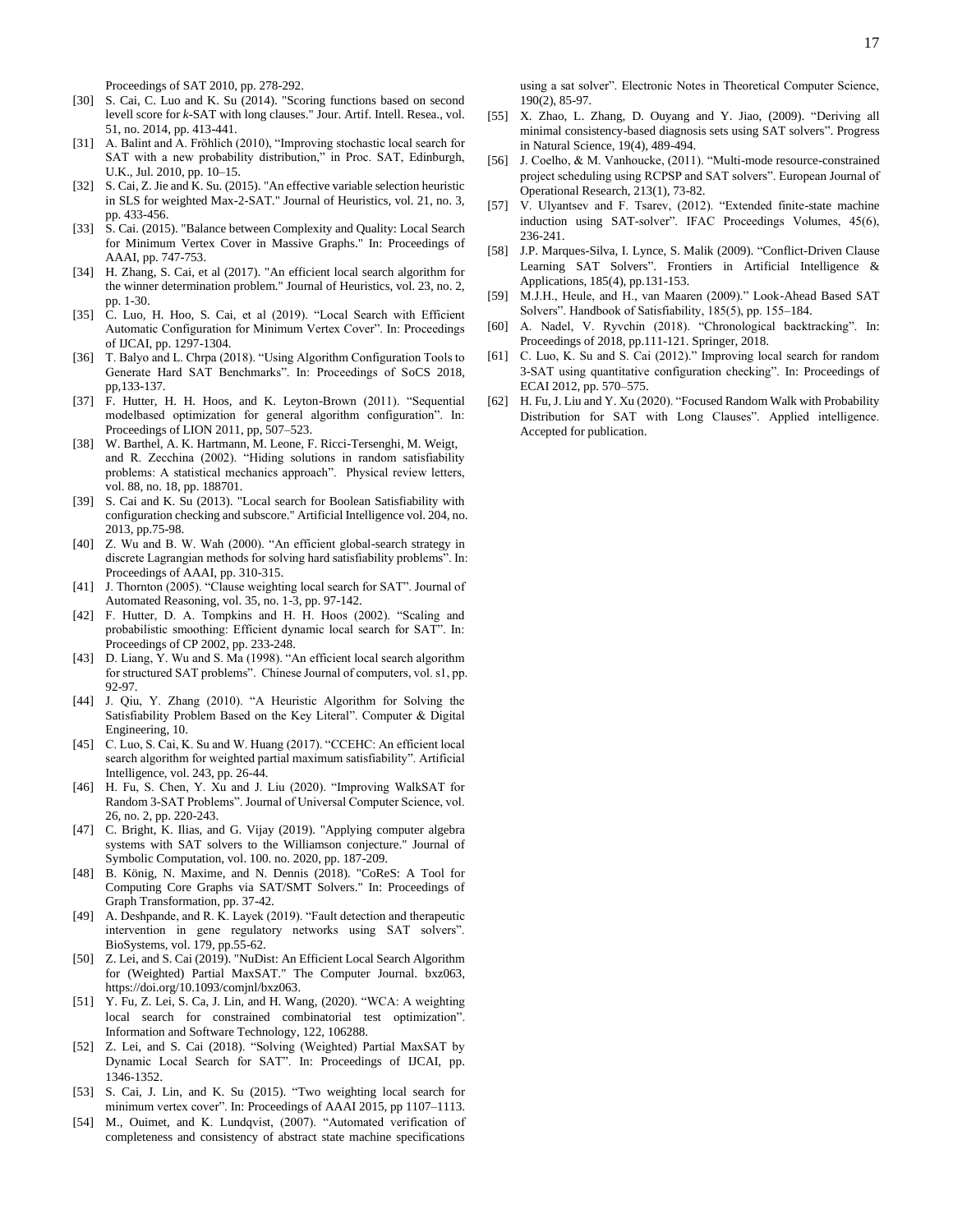Proceedings of SAT 2010, pp. 278-292.

[30] S. Cai, C. Luo and K. Su (2014). "Scoring functions based on second levell score for *k*-SAT with long clauses." Jour. Artif. Intell. Resea., vol. 51, no. 2014, pp. 413-441.

[31] A. Balint and A. Fröhlich (2010), "Improving stochastic local search for SAT with a new probability distribution," in Proc. SAT, Edinburgh, U.K., Jul. 2010, pp. 10–15.

[32] S. Cai, Z. Jie and K. Su. (2015). "An effective variable selection heuristic in SLS for weighted Max-2-SAT." Journal of Heuristics, vol. 21, no. 3, pp. 433-456.

[33] S. Cai. (2015). "Balance between Complexity and Quality: Local Search for Minimum Vertex Cover in Massive Graphs." In: Proceedings of AAAI, pp. 747-753.

[34] H. Zhang, S. Cai, et al (2017). "An efficient local search algorithm for the winner determination problem." Journal of Heuristics, vol. 23, no. 2, pp. 1-30.

[35] C. Luo, H. Hoo, S. Cai, et al (2019). "Local Search with Efficient Automatic Configuration for Minimum Vertex Cover". In: Proceedings of IJCAI, pp. 1297-1304.

[36] T. Balyo and L. Chrpa (2018). "Using Algorithm Configuration Tools to Generate Hard SAT Benchmarks". In: Proceedings of SoCS 2018, pp,133-137.

[37] F. Hutter, H. H. Hoos, and K. Leyton-Brown (2011). "Sequential modelbased optimization for general algorithm configuration". In: Proceedings of LION 2011, pp, 507–523.

[38] W. Barthel, A. K. Hartmann, M. Leone, F. Ricci-Tersenghi, M. Weigt, and R. Zecchina (2002). "Hiding solutions in random satisfiability problems: A statistical mechanics approach". Physical review letters, vol. 88, no. 18, pp. 188701.

[39] S. Cai and K. Su (2013). "Local search for Boolean Satisfiability with configuration checking and subscore." Artificial Intelligence vol. 204, no. 2013, pp.75-98.

[40] Z. Wu and B. W. Wah (2000). "An efficient global-search strategy in discrete Lagrangian methods for solving hard satisfiability problems". In: Proceedings of AAAI, pp. 310-315.

[41] J. Thornton (2005). "Clause weighting local search for SAT". Journal of Automated Reasoning, vol. 35, no. 1-3, pp. 97-142.

[42] F. Hutter, D. A. Tompkins and H. H. Hoos (2002). "Scaling and probabilistic smoothing: Efficient dynamic local search for SAT". In: Proceedings of CP 2002, pp. 233-248.

[43] D. Liang, Y. Wu and S. Ma (1998). "An efficient local search algorithm for structured SAT problems". Chinese Journal of computers, vol. s1, pp. 92-97.

[44] J. Qiu, Y. Zhang (2010). "A Heuristic Algorithm for Solving the Satisfiability Problem Based on the Key Literal". Computer & Digital Engineering, 10.

[45] C. Luo, S. Cai, K. Su and W. Huang (2017). "CCEHC: An efficient local search algorithm for weighted partial maximum satisfiability". Artificial Intelligence, vol. 243, pp. 26-44.

[46] H. Fu, S. Chen, Y. Xu and J. Liu (2020). "Improving WalkSAT for Random 3-SAT Problems". Journal of Universal Computer Science, vol. 26, no. 2, pp. 220-243.

[47] C. Bright, K. Ilias, and G. Vijay (2019). "Applying computer algebra systems with SAT solvers to the Williamson conjecture." Journal of Symbolic Computation, vol. 100. no. 2020, pp. 187-209.

[48] B. König, N. Maxime, and N. Dennis (2018). "CoReS: A Tool for Computing Core Graphs via SAT/SMT Solvers." In: Proceedings of Graph Transformation, pp. 37-42.

[49] A. Deshpande, and R. K. Layek (2019). "Fault detection and therapeutic intervention in gene regulatory networks using SAT solvers". BioSystems, vol. 179, pp.55-62.

[50] Z. Lei, and S. Cai (2019). "NuDist: An Efficient Local Search Algorithm for (Weighted) Partial MaxSAT." The Computer Journal. bxz063, https://doi.org/10.1093/comjnl/bxz063.

[51] Y. Fu, Z. Lei, S. Ca, J. Lin, and H. Wang, (2020). "WCA: A weighting local search for constrained combinatorial test optimization". Information and Software Technology, 122, 106288.

[52] Z. Lei, and S. Cai (2018). "Solving (Weighted) Partial MaxSAT by Dynamic Local Search for SAT". In: Proceedings of IJCAI, pp. 1346-1352.

[53] S. Cai, J. Lin, and K. Su (2015). "Two weighting local search for minimum vertex cover". In: Proceedings of AAAI 2015, pp 1107–1113.

[54] M., Ouimet, and K. Lundqvist, (2007). "Automated verification of completeness and consistency of abstract state machine specifications using a sat solver". Electronic Notes in Theoretical Computer Science, 190(2), 85-97.

[55] X. Zhao, L. Zhang, D. Ouyang and Y. Jiao, (2009). "Deriving all minimal consistency-based diagnosis sets using SAT solvers". Progress in Natural Science, 19(4), 489-494.

[56] J. Coelho, & M. Vanhoucke, (2011). "Multi-mode resource-constrained project scheduling using RCPSP and SAT solvers". European Journal of Operational Research, 213(1), 73-82.

[57] V. Ulyantsev and F. Tsarev, (2012). "Extended finite-state machine induction using SAT-solver". IFAC Proceedings Volumes, 45(6), 236-241.

[58] J.P. Marques-Silva, I. Lynce, S. Malik (2009). "Conflict-Driven Clause Learning SAT Solvers". Frontiers in Artificial Intelligence & Applications, 185(4), pp.131-153.

[59] M.J.H., Heule, and H., van Maaren (2009)." Look-Ahead Based SAT Solvers". Handbook of Satisfiability, 185(5), pp. 155–184.

[60] A. Nadel, V. Ryvchin (2018). "Chronological backtracking". In: Proceedings of 2018, pp.111-121. Springer, 2018.

[61] C. Luo, K. Su and S. Cai (2012)." Improving local search for random 3-SAT using quantitative configuration checking". In: Proceedings of ECAI 2012, pp. 570–575.

[62] H. Fu, J. Liu and Y. Xu (2020). "Focused Random Walk with Probability Distribution for SAT with Long Clauses". Applied intelligence. Accepted for publication.